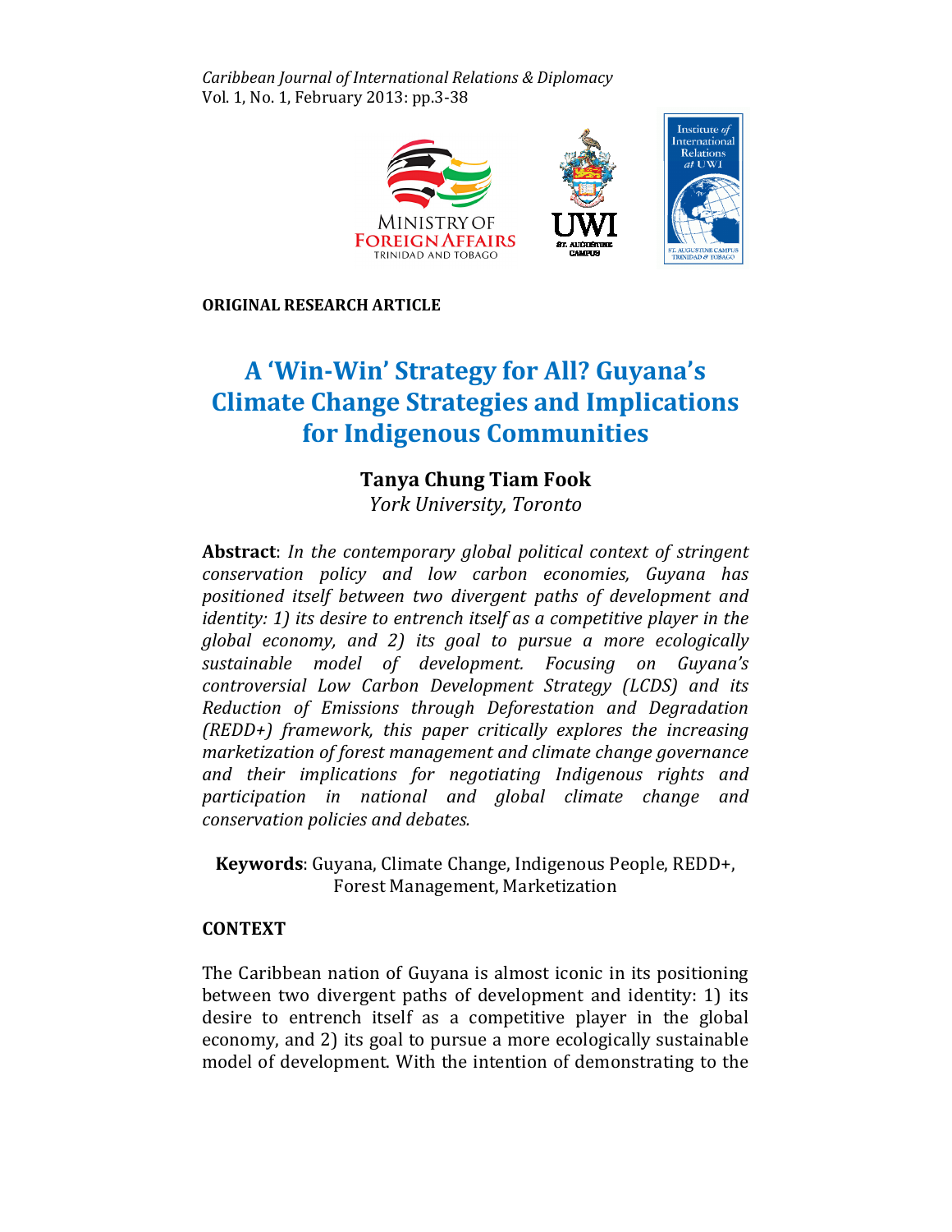ORIGINAL RESEARCH ARTICLE

# A 'Win-Win' Strategy for All? Guyana's Climate Change Strategies and Implications for Indigenous Communities

**Tanya Chung Tiam Fook**
*York University, Toronto*

**Abstract**: *In the contemporary global political context of stringent conservation policy and low carbon economies, Guyana has positioned itself between two divergent paths of development and identity: 1) its desire to entrench itself as a competitive player in the global economy, and 2) its goal to pursue a more ecologically sustainable model of development. Focusing on Guyana's controversial Low Carbon Development Strategy (LCDS) and its Reduction of Emissions through Deforestation and Degradation (REDD+) framework, this paper critically explores the increasing marketization of forest management and climate change governance and their implications for negotiating Indigenous rights and participation in national and global climate change and conservation policies and debates.*

**Keywords**: Guyana, Climate Change, Indigenous People, REDD+, Forest Management, Marketization

## CONTEXT

The Caribbean nation of Guyana is almost iconic in its positioning between two divergent paths of development and identity: 1) its desire to entrench itself as a competitive player in the global economy, and 2) its goal to pursue a more ecologically sustainable model of development. With the intention of demonstrating to the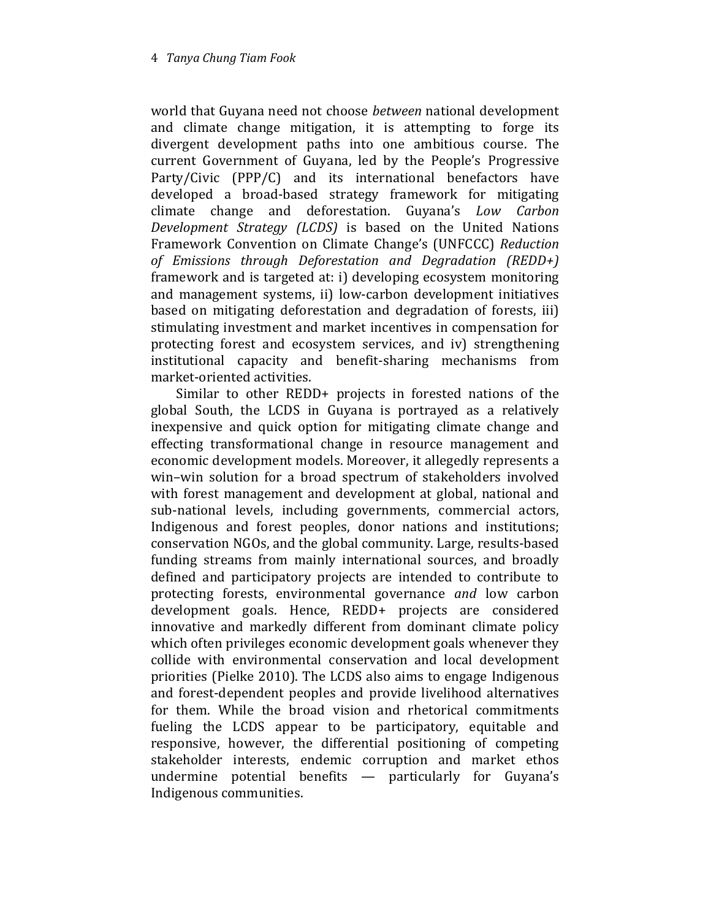world that Guyana need not choose *between* national development and climate change mitigation, it is attempting to forge its divergent development paths into one ambitious course. The current Government of Guyana, led by the People's Progressive Party/Civic (PPP/C) and its international benefactors have developed a broad-based strategy framework for mitigating climate change and deforestation. Guyana's *Low Carbon Development Strategy (LCDS)* is based on the United Nations Framework Convention on Climate Change's (UNFCCC) *Reduction of Emissions through Deforestation and Degradation (REDD+)* framework and is targeted at: i) developing ecosystem monitoring and management systems, ii) low-carbon development initiatives based on mitigating deforestation and degradation of forests, iii) stimulating investment and market incentives in compensation for protecting forest and ecosystem services, and iv) strengthening institutional capacity and benefit-sharing mechanisms from market-oriented activities.

Similar to other REDD+ projects in forested nations of the global South, the LCDS in Guyana is portrayed as a relatively inexpensive and quick option for mitigating climate change and effecting transformational change in resource management and economic development models. Moreover, it allegedly represents a win–win solution for a broad spectrum of stakeholders involved with forest management and development at global, national and sub-national levels, including governments, commercial actors, Indigenous and forest peoples, donor nations and institutions; conservation NGOs, and the global community. Large, results-based funding streams from mainly international sources, and broadly defined and participatory projects are intended to contribute to protecting forests, environmental governance *and* low carbon development goals. Hence, REDD+ projects are considered innovative and markedly different from dominant climate policy which often privileges economic development goals whenever they collide with environmental conservation and local development priorities (Pielke 2010). The LCDS also aims to engage Indigenous and forest-dependent peoples and provide livelihood alternatives for them. While the broad vision and rhetorical commitments fueling the LCDS appear to be participatory, equitable and responsive, however, the differential positioning of competing stakeholder interests, endemic corruption and market ethos undermine potential benefits — particularly for Guyana's Indigenous communities.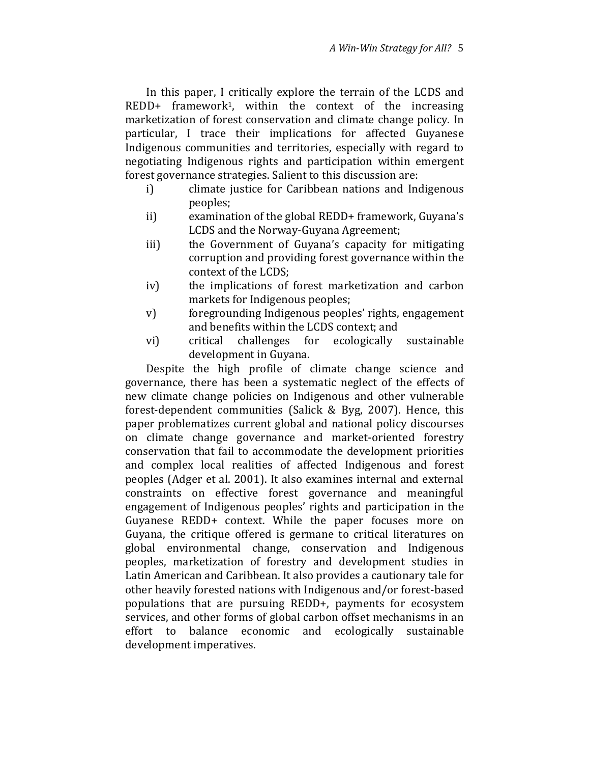In this paper, I critically explore the terrain of the LCDS and REDD+ framework[1], within the context of the increasing marketization of forest conservation and climate change policy. In particular, I trace their implications for affected Guyanese Indigenous communities and territories, especially with regard to negotiating Indigenous rights and participation within emergent forest governance strategies. Salient to this discussion are:

i) climate justice for Caribbean nations and Indigenous peoples;
ii) examination of the global REDD+ framework, Guyana's LCDS and the Norway-Guyana Agreement;
iii) the Government of Guyana's capacity for mitigating corruption and providing forest governance within the context of the LCDS;
iv) the implications of forest marketization and carbon markets for Indigenous peoples;
v) foregrounding Indigenous peoples' rights, engagement and benefits within the LCDS context; and
vi) critical challenges for ecologically sustainable development in Guyana.

Despite the high profile of climate change science and governance, there has been a systematic neglect of the effects of new climate change policies on Indigenous and other vulnerable forest-dependent communities (Salick & Byg, 2007). Hence, this paper problematizes current global and national policy discourses on climate change governance and market-oriented forestry conservation that fail to accommodate the development priorities and complex local realities of affected Indigenous and forest peoples (Adger et al. 2001). It also examines internal and external constraints on effective forest governance and meaningful engagement of Indigenous peoples' rights and participation in the Guyanese REDD+ context. While the paper focuses more on Guyana, the critique offered is germane to critical literatures on global environmental change, conservation and Indigenous peoples, marketization of forestry and development studies in Latin American and Caribbean. It also provides a cautionary tale for other heavily forested nations with Indigenous and/or forest-based populations that are pursuing REDD+, payments for ecosystem services, and other forms of global carbon offset mechanisms in an effort to balance economic and ecologically sustainable development imperatives.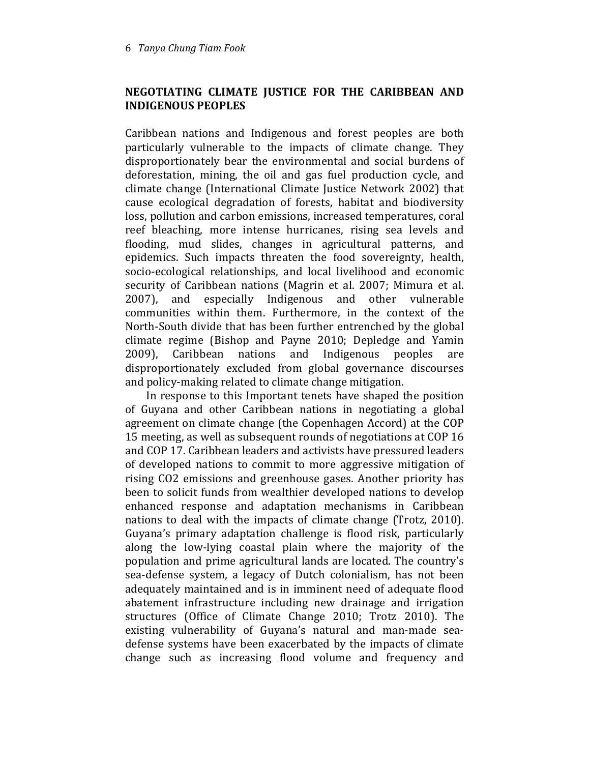## NEGOTIATING CLIMATE JUSTICE FOR THE CARIBBEAN AND INDIGENOUS PEOPLES

Caribbean nations and Indigenous and forest peoples are both particularly vulnerable to the impacts of climate change. They disproportionately bear the environmental and social burdens of deforestation, mining, the oil and gas fuel production cycle, and climate change (International Climate Justice Network 2002) that cause ecological degradation of forests, habitat and biodiversity loss, pollution and carbon emissions, increased temperatures, coral reef bleaching, more intense hurricanes, rising sea levels and flooding, mud slides, changes in agricultural patterns, and epidemics. Such impacts threaten the food sovereignty, health, socio-ecological relationships, and local livelihood and economic security of Caribbean nations (Magrin et al. 2007; Mimura et al. 2007), and especially Indigenous and other vulnerable communities within them. Furthermore, in the context of the North-South divide that has been further entrenched by the global climate regime (Bishop and Payne 2010; Depledge and Yamin 2009), Caribbean nations and Indigenous peoples are disproportionately excluded from global governance discourses and policy-making related to climate change mitigation.

In response to this Important tenets have shaped the position of Guyana and other Caribbean nations in negotiating a global agreement on climate change (the Copenhagen Accord) at the COP 15 meeting, as well as subsequent rounds of negotiations at COP 16 and COP 17. Caribbean leaders and activists have pressured leaders of developed nations to commit to more aggressive mitigation of rising $CO_2$ emissions and greenhouse gases. Another priority has been to solicit funds from wealthier developed nations to develop enhanced response and adaptation mechanisms in Caribbean nations to deal with the impacts of climate change (Trotz, 2010). Guyana's primary adaptation challenge is flood risk, particularly along the low-lying coastal plain where the majority of the population and prime agricultural lands are located. The country's sea-defense system, a legacy of Dutch colonialism, has not been adequately maintained and is in imminent need of adequate flood abatement infrastructure including new drainage and irrigation structures (Office of Climate Change 2010; Trotz 2010). The existing vulnerability of Guyana's natural and man-made sea-defense systems have been exacerbated by the impacts of climate change such as increasing flood volume and frequency and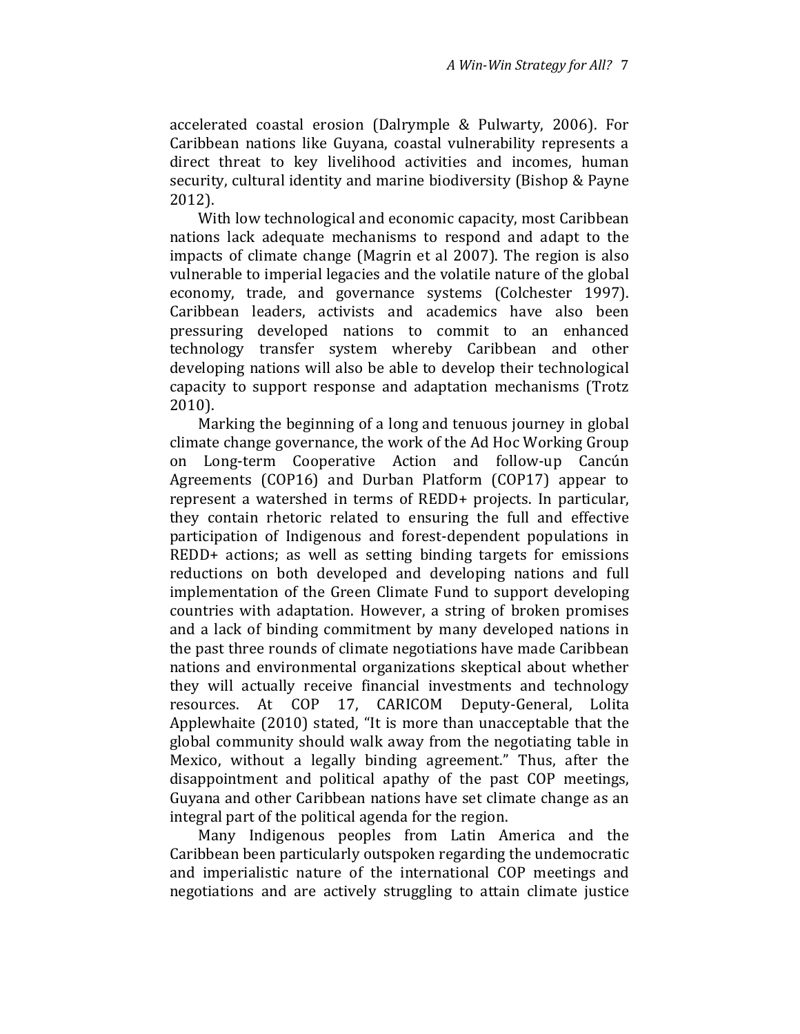accelerated coastal erosion (Dalrymple & Pulwarty, 2006). For Caribbean nations like Guyana, coastal vulnerability represents a direct threat to key livelihood activities and incomes, human security, cultural identity and marine biodiversity (Bishop & Payne 2012).

With low technological and economic capacity, most Caribbean nations lack adequate mechanisms to respond and adapt to the impacts of climate change (Magrin et al 2007). The region is also vulnerable to imperial legacies and the volatile nature of the global economy, trade, and governance systems (Colchester 1997). Caribbean leaders, activists and academics have also been pressuring developed nations to commit to an enhanced technology transfer system whereby Caribbean and other developing nations will also be able to develop their technological capacity to support response and adaptation mechanisms (Trotz 2010).

Marking the beginning of a long and tenuous journey in global climate change governance, the work of the Ad Hoc Working Group on Long-term Cooperative Action and follow-up Cancún Agreements (COP16) and Durban Platform (COP17) appear to represent a watershed in terms of REDD+ projects. In particular, they contain rhetoric related to ensuring the full and effective participation of Indigenous and forest-dependent populations in REDD+ actions; as well as setting binding targets for emissions reductions on both developed and developing nations and full implementation of the Green Climate Fund to support developing countries with adaptation. However, a string of broken promises and a lack of binding commitment by many developed nations in the past three rounds of climate negotiations have made Caribbean nations and environmental organizations skeptical about whether they will actually receive financial investments and technology resources. At COP 17, CARICOM Deputy-General, Lolita Applewhaite (2010) stated, "It is more than unacceptable that the global community should walk away from the negotiating table in Mexico, without a legally binding agreement." Thus, after the disappointment and political apathy of the past COP meetings, Guyana and other Caribbean nations have set climate change as an integral part of the political agenda for the region.

Many Indigenous peoples from Latin America and the Caribbean been particularly outspoken regarding the undemocratic and imperialistic nature of the international COP meetings and negotiations and are actively struggling to attain climate justice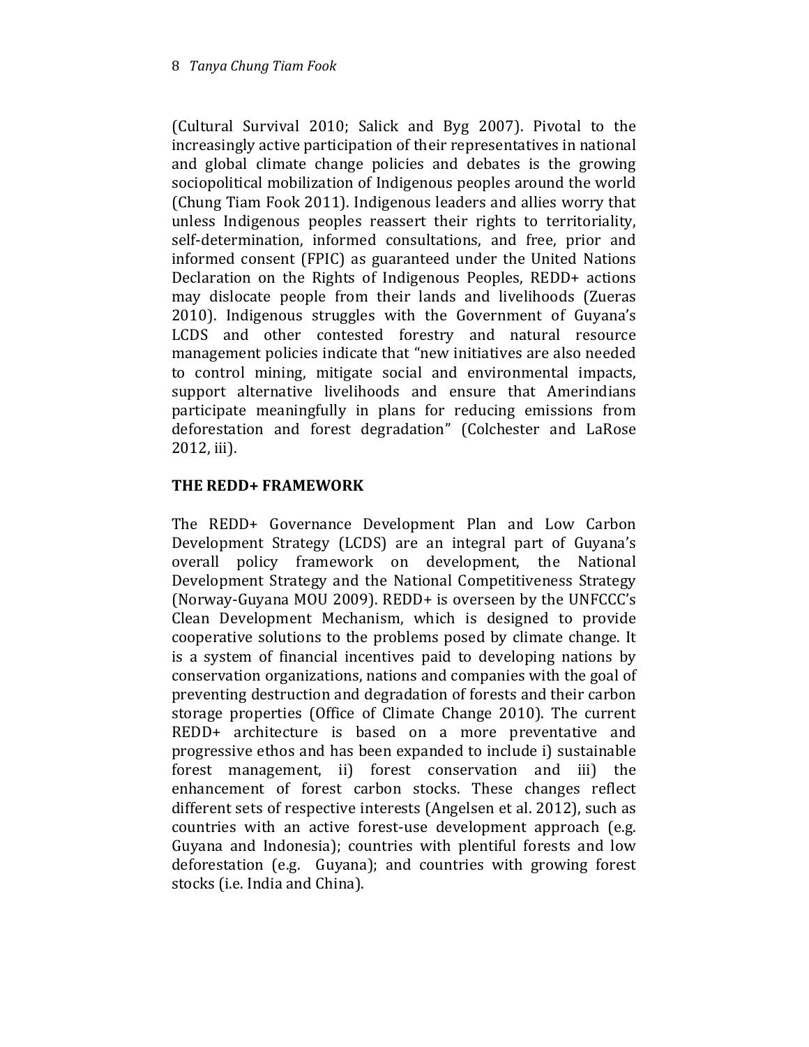(Cultural Survival 2010; Salick and Byg 2007). Pivotal to the increasingly active participation of their representatives in national and global climate change policies and debates is the growing sociopolitical mobilization of Indigenous peoples around the world (Chung Tiam Fook 2011). Indigenous leaders and allies worry that unless Indigenous peoples reassert their rights to territoriality, self-determination, informed consultations, and free, prior and informed consent (FPIC) as guaranteed under the United Nations Declaration on the Rights of Indigenous Peoples, REDD+ actions may dislocate people from their lands and livelihoods (Zueras 2010). Indigenous struggles with the Government of Guyana's LCDS and other contested forestry and natural resource management policies indicate that "new initiatives are also needed to control mining, mitigate social and environmental impacts, support alternative livelihoods and ensure that Amerindians participate meaningfully in plans for reducing emissions from deforestation and forest degradation" (Colchester and LaRose 2012, iii).

## THE REDD+ FRAMEWORK

The REDD+ Governance Development Plan and Low Carbon Development Strategy (LCDS) are an integral part of Guyana's overall policy framework on development, the National Development Strategy and the National Competitiveness Strategy (Norway-Guyana MOU 2009). REDD+ is overseen by the UNFCCC's Clean Development Mechanism, which is designed to provide cooperative solutions to the problems posed by climate change. It is a system of financial incentives paid to developing nations by conservation organizations, nations and companies with the goal of preventing destruction and degradation of forests and their carbon storage properties (Office of Climate Change 2010). The current REDD+ architecture is based on a more preventative and progressive ethos and has been expanded to include i) sustainable forest management, ii) forest conservation and iii) the enhancement of forest carbon stocks. These changes reflect different sets of respective interests (Angelsen et al. 2012), such as countries with an active forest-use development approach (e.g. Guyana and Indonesia); countries with plentiful forests and low deforestation (e.g. Guyana); and countries with growing forest stocks (i.e. India and China).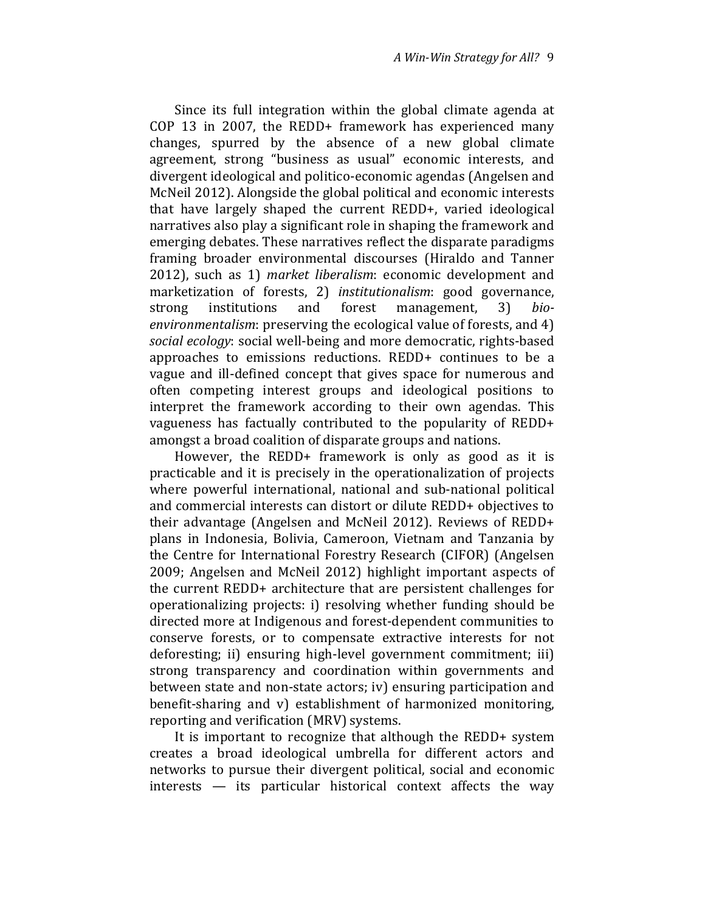Since its full integration within the global climate agenda at COP 13 in 2007, the REDD+ framework has experienced many changes, spurred by the absence of a new global climate agreement, strong "business as usual" economic interests, and divergent ideological and politico-economic agendas (Angelsen and McNeil 2012). Alongside the global political and economic interests that have largely shaped the current REDD+, varied ideological narratives also play a significant role in shaping the framework and emerging debates. These narratives reflect the disparate paradigms framing broader environmental discourses (Hiraldo and Tanner 2012), such as 1) *market liberalism*: economic development and marketization of forests, 2) *institutionalism*: good governance, strong institutions and forest management, 3) *bio-environmentalism*: preserving the ecological value of forests, and 4) *social ecology*: social well-being and more democratic, rights-based approaches to emissions reductions. REDD+ continues to be a vague and ill-defined concept that gives space for numerous and often competing interest groups and ideological positions to interpret the framework according to their own agendas. This vagueness has factually contributed to the popularity of REDD+ amongst a broad coalition of disparate groups and nations.

However, the REDD+ framework is only as good as it is practicable and it is precisely in the operationalization of projects where powerful international, national and sub-national political and commercial interests can distort or dilute REDD+ objectives to their advantage (Angelsen and McNeil 2012). Reviews of REDD+ plans in Indonesia, Bolivia, Cameroon, Vietnam and Tanzania by the Centre for International Forestry Research (CIFOR) (Angelsen 2009; Angelsen and McNeil 2012) highlight important aspects of the current REDD+ architecture that are persistent challenges for operationalizing projects: i) resolving whether funding should be directed more at Indigenous and forest-dependent communities to conserve forests, or to compensate extractive interests for not deforesting; ii) ensuring high-level government commitment; iii) strong transparency and coordination within governments and between state and non-state actors; iv) ensuring participation and benefit-sharing and v) establishment of harmonized monitoring, reporting and verification (MRV) systems.

It is important to recognize that although the REDD+ system creates a broad ideological umbrella for different actors and networks to pursue their divergent political, social and economic interests — its particular historical context affects the way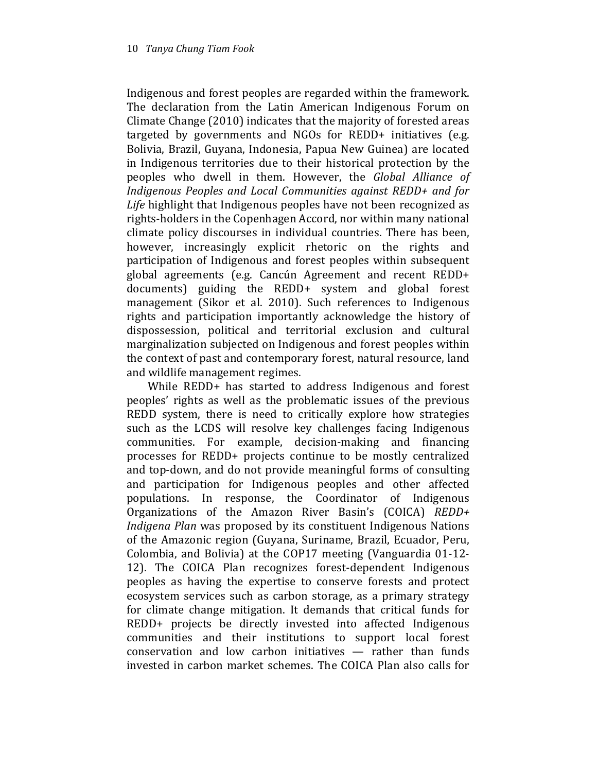Indigenous and forest peoples are regarded within the framework. The declaration from the Latin American Indigenous Forum on Climate Change (2010) indicates that the majority of forested areas targeted by governments and NGOs for REDD+ initiatives (e.g. Bolivia, Brazil, Guyana, Indonesia, Papua New Guinea) are located in Indigenous territories due to their historical protection by the peoples who dwell in them. However, the *Global Alliance of Indigenous Peoples and Local Communities against REDD+ and for Life* highlight that Indigenous peoples have not been recognized as rights-holders in the Copenhagen Accord, nor within many national climate policy discourses in individual countries. There has been, however, increasingly explicit rhetoric on the rights and participation of Indigenous and forest peoples within subsequent global agreements (e.g. Cancún Agreement and recent REDD+ documents) guiding the REDD+ system and global forest management (Sikor et al. 2010). Such references to Indigenous rights and participation importantly acknowledge the history of dispossession, political and territorial exclusion and cultural marginalization subjected on Indigenous and forest peoples within the context of past and contemporary forest, natural resource, land and wildlife management regimes.

While REDD+ has started to address Indigenous and forest peoples' rights as well as the problematic issues of the previous REDD system, there is need to critically explore how strategies such as the LCDS will resolve key challenges facing Indigenous communities. For example, decision-making and financing processes for REDD+ projects continue to be mostly centralized and top-down, and do not provide meaningful forms of consulting and participation for Indigenous peoples and other affected populations. In response, the Coordinator of Indigenous Organizations of the Amazon River Basin's (COICA) *REDD+ Indigena Plan* was proposed by its constituent Indigenous Nations of the Amazonic region (Guyana, Suriname, Brazil, Ecuador, Peru, Colombia, and Bolivia) at the COP17 meeting (Vanguardia 01-12-12). The COICA Plan recognizes forest-dependent Indigenous peoples as having the expertise to conserve forests and protect ecosystem services such as carbon storage, as a primary strategy for climate change mitigation. It demands that critical funds for REDD+ projects be directly invested into affected Indigenous communities and their institutions to support local forest conservation and low carbon initiatives — rather than funds invested in carbon market schemes. The COICA Plan also calls for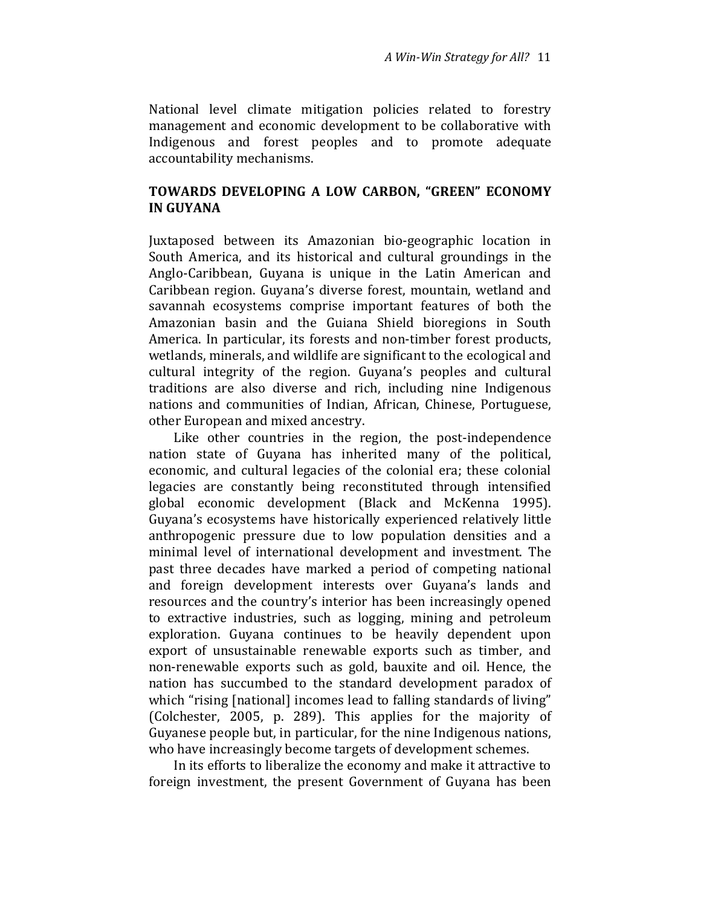National level climate mitigation policies related to forestry management and economic development to be collaborative with Indigenous and forest peoples and to promote adequate accountability mechanisms.

## TOWARDS DEVELOPING A LOW CARBON, "GREEN" ECONOMY IN GUYANA

Juxtaposed between its Amazonian bio-geographic location in South America, and its historical and cultural groundings in the Anglo-Caribbean, Guyana is unique in the Latin American and Caribbean region. Guyana's diverse forest, mountain, wetland and savannah ecosystems comprise important features of both the Amazonian basin and the Guiana Shield bioregions in South America. In particular, its forests and non-timber forest products, wetlands, minerals, and wildlife are significant to the ecological and cultural integrity of the region. Guyana's peoples and cultural traditions are also diverse and rich, including nine Indigenous nations and communities of Indian, African, Chinese, Portuguese, other European and mixed ancestry.

Like other countries in the region, the post-independence nation state of Guyana has inherited many of the political, economic, and cultural legacies of the colonial era; these colonial legacies are constantly being reconstituted through intensified global economic development (Black and McKenna 1995). Guyana's ecosystems have historically experienced relatively little anthropogenic pressure due to low population densities and a minimal level of international development and investment. The past three decades have marked a period of competing national and foreign development interests over Guyana's lands and resources and the country's interior has been increasingly opened to extractive industries, such as logging, mining and petroleum exploration. Guyana continues to be heavily dependent upon export of unsustainable renewable exports such as timber, and non-renewable exports such as gold, bauxite and oil. Hence, the nation has succumbed to the standard development paradox of which "rising [national] incomes lead to falling standards of living" (Colchester, 2005, p. 289). This applies for the majority of Guyanese people but, in particular, for the nine Indigenous nations, who have increasingly become targets of development schemes.

In its efforts to liberalize the economy and make it attractive to foreign investment, the present Government of Guyana has been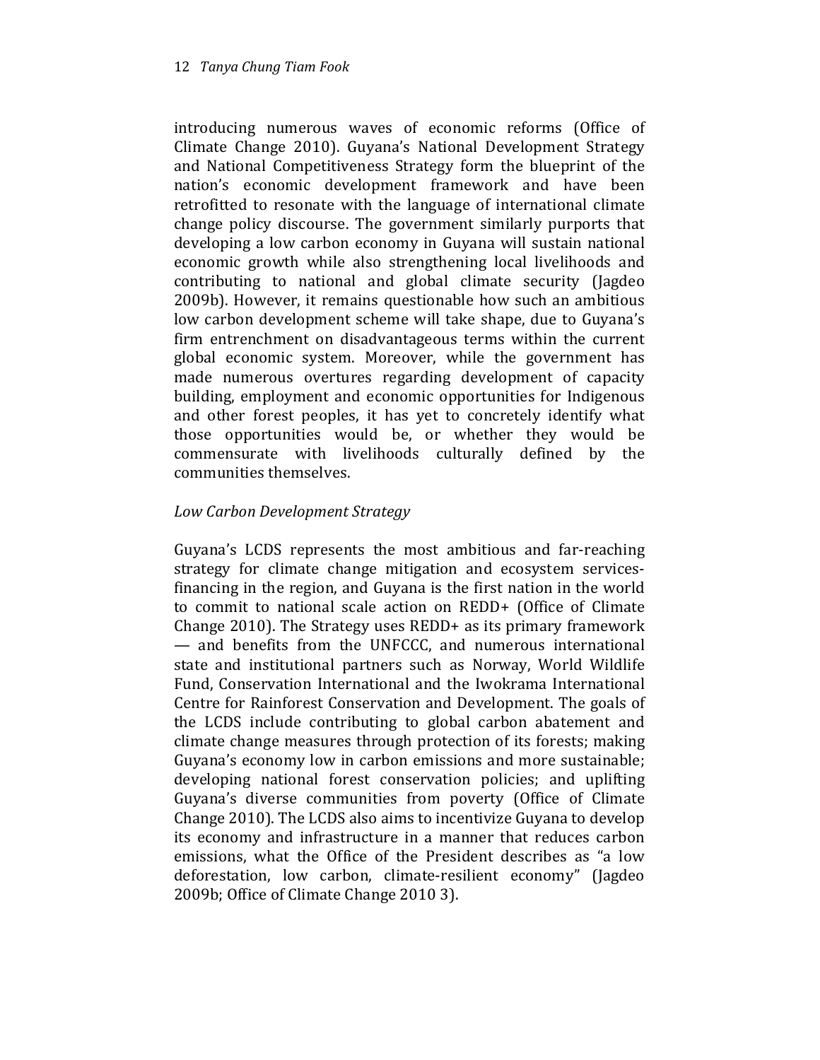introducing numerous waves of economic reforms (Office of Climate Change 2010). Guyana's National Development Strategy and National Competitiveness Strategy form the blueprint of the nation's economic development framework and have been retrofitted to resonate with the language of international climate change policy discourse. The government similarly purports that developing a low carbon economy in Guyana will sustain national economic growth while also strengthening local livelihoods and contributing to national and global climate security (Jagdeo 2009b). However, it remains questionable how such an ambitious low carbon development scheme will take shape, due to Guyana's firm entrenchment on disadvantageous terms within the current global economic system. Moreover, while the government has made numerous overtures regarding development of capacity building, employment and economic opportunities for Indigenous and other forest peoples, it has yet to concretely identify what those opportunities would be, or whether they would be commensurate with livelihoods culturally defined by the communities themselves.

*Low Carbon Development Strategy*

Guyana's LCDS represents the most ambitious and far-reaching strategy for climate change mitigation and ecosystem services-financing in the region, and Guyana is the first nation in the world to commit to national scale action on REDD+ (Office of Climate Change 2010). The Strategy uses REDD+ as its primary framework — and benefits from the UNFCCC, and numerous international state and institutional partners such as Norway, World Wildlife Fund, Conservation International and the Iwokrama International Centre for Rainforest Conservation and Development. The goals of the LCDS include contributing to global carbon abatement and climate change measures through protection of its forests; making Guyana's economy low in carbon emissions and more sustainable; developing national forest conservation policies; and uplifting Guyana's diverse communities from poverty (Office of Climate Change 2010). The LCDS also aims to incentivize Guyana to develop its economy and infrastructure in a manner that reduces carbon emissions, what the Office of the President describes as "a low deforestation, low carbon, climate-resilient economy" (Jagdeo 2009b; Office of Climate Change 2010 3).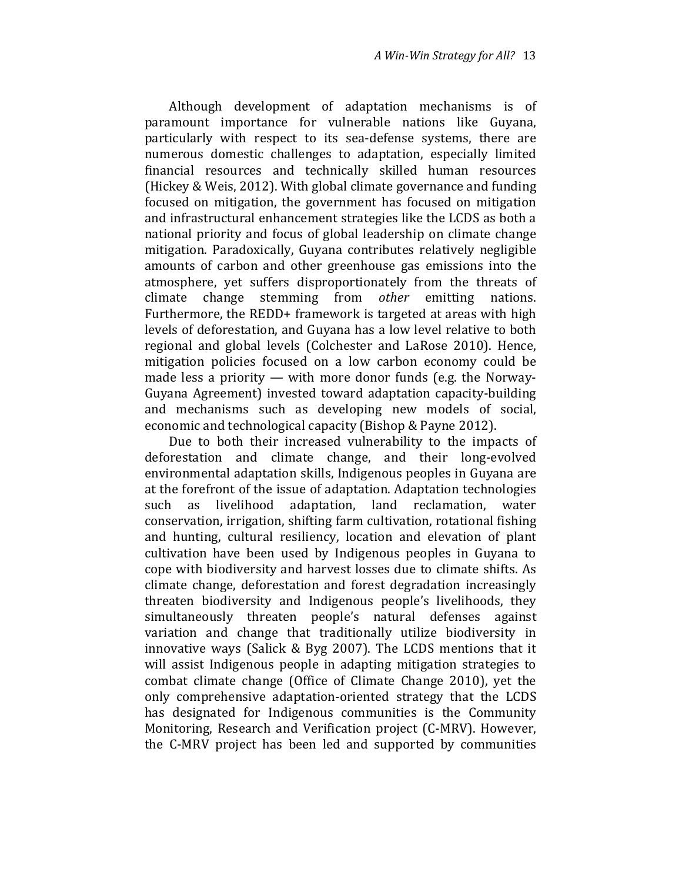Although development of adaptation mechanisms is of paramount importance for vulnerable nations like Guyana, particularly with respect to its sea-defense systems, there are numerous domestic challenges to adaptation, especially limited financial resources and technically skilled human resources (Hickey & Weis, 2012). With global climate governance and funding focused on mitigation, the government has focused on mitigation and infrastructural enhancement strategies like the LCDS as both a national priority and focus of global leadership on climate change mitigation. Paradoxically, Guyana contributes relatively negligible amounts of carbon and other greenhouse gas emissions into the atmosphere, yet suffers disproportionately from the threats of climate change stemming from *other* emitting nations. Furthermore, the REDD+ framework is targeted at areas with high levels of deforestation, and Guyana has a low level relative to both regional and global levels (Colchester and LaRose 2010). Hence, mitigation policies focused on a low carbon economy could be made less a priority — with more donor funds (e.g. the Norway-Guyana Agreement) invested toward adaptation capacity-building and mechanisms such as developing new models of social, economic and technological capacity (Bishop & Payne 2012).

Due to both their increased vulnerability to the impacts of deforestation and climate change, and their long-evolved environmental adaptation skills, Indigenous peoples in Guyana are at the forefront of the issue of adaptation. Adaptation technologies such as livelihood adaptation, land reclamation, water conservation, irrigation, shifting farm cultivation, rotational fishing and hunting, cultural resiliency, location and elevation of plant cultivation have been used by Indigenous peoples in Guyana to cope with biodiversity and harvest losses due to climate shifts. As climate change, deforestation and forest degradation increasingly threaten biodiversity and Indigenous people's livelihoods, they simultaneously threaten people's natural defenses against variation and change that traditionally utilize biodiversity in innovative ways (Salick & Byg 2007). The LCDS mentions that it will assist Indigenous people in adapting mitigation strategies to combat climate change (Office of Climate Change 2010), yet the only comprehensive adaptation-oriented strategy that the LCDS has designated for Indigenous communities is the Community Monitoring, Research and Verification project (C-MRV). However, the C-MRV project has been led and supported by communities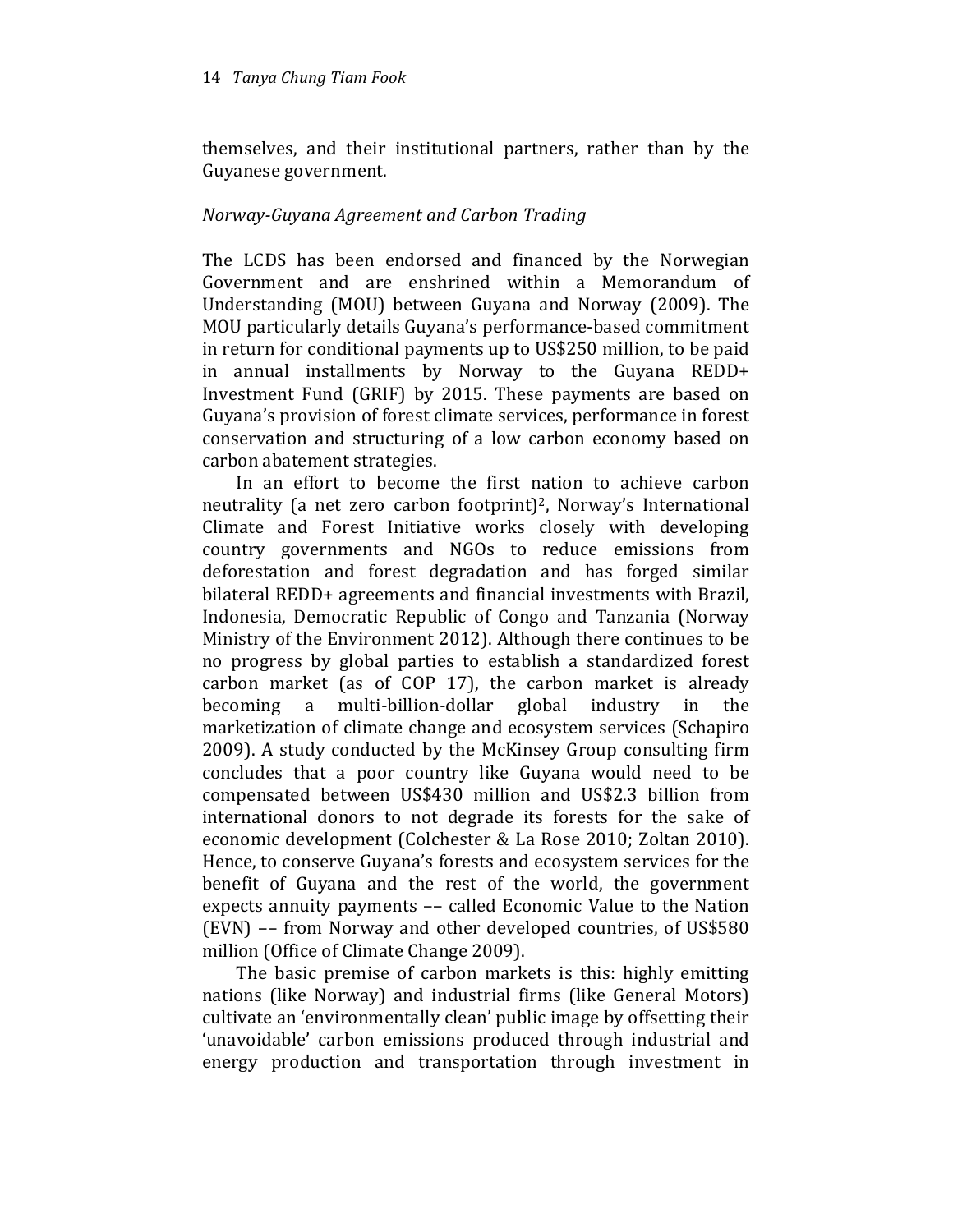themselves, and their institutional partners, rather than by the Guyanese government.

*Norway-Guyana Agreement and Carbon Trading*

The LCDS has been endorsed and financed by the Norwegian Government and are enshrined within a Memorandum of Understanding (MOU) between Guyana and Norway (2009). The MOU particularly details Guyana's performance-based commitment in return for conditional payments up to US$250 million, to be paid in annual installments by Norway to the Guyana REDD+ Investment Fund (GRIF) by 2015. These payments are based on Guyana's provision of forest climate services, performance in forest conservation and structuring of a low carbon economy based on carbon abatement strategies.

In an effort to become the first nation to achieve carbon neutrality (a net zero carbon footprint)[2], Norway's International Climate and Forest Initiative works closely with developing country governments and NGOs to reduce emissions from deforestation and forest degradation and has forged similar bilateral REDD+ agreements and financial investments with Brazil, Indonesia, Democratic Republic of Congo and Tanzania (Norway Ministry of the Environment 2012). Although there continues to be no progress by global parties to establish a standardized forest carbon market (as of COP 17), the carbon market is already becoming a multi-billion-dollar global industry in the marketization of climate change and ecosystem services (Schapiro 2009). A study conducted by the McKinsey Group consulting firm concludes that a poor country like Guyana would need to be compensated between US$430 million and US$2.3 billion from international donors to not degrade its forests for the sake of economic development (Colchester & La Rose 2010; Zoltan 2010). Hence, to conserve Guyana's forests and ecosystem services for the benefit of Guyana and the rest of the world, the government expects annuity payments –– called Economic Value to the Nation (EVN) –– from Norway and other developed countries, of US$580 million (Office of Climate Change 2009).

The basic premise of carbon markets is this: highly emitting nations (like Norway) and industrial firms (like General Motors) cultivate an 'environmentally clean' public image by offsetting their 'unavoidable' carbon emissions produced through industrial and energy production and transportation through investment in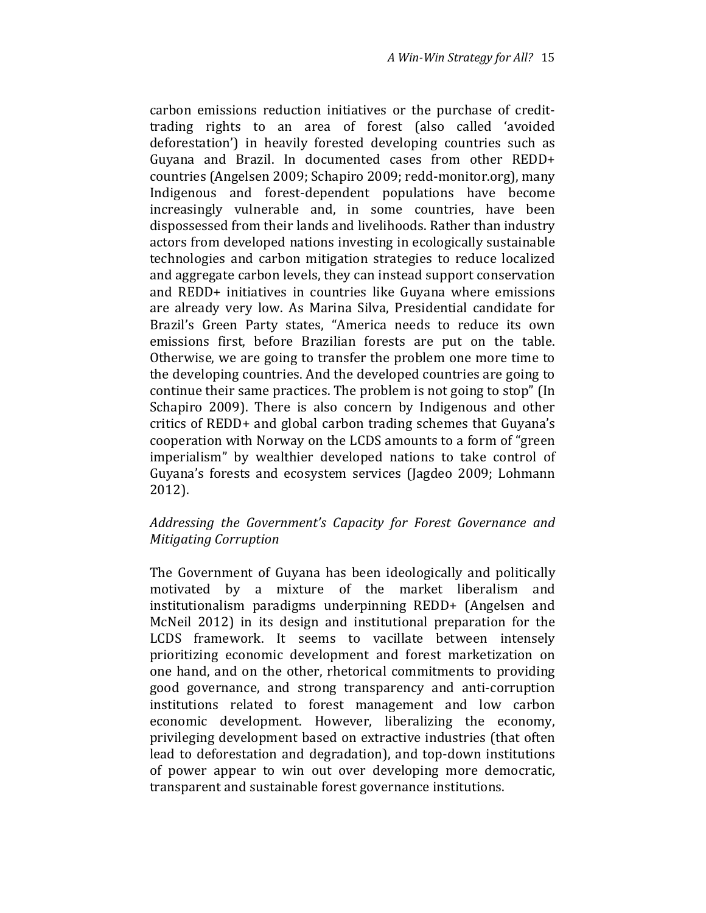carbon emissions reduction initiatives or the purchase of credit-trading rights to an area of forest (also called 'avoided deforestation') in heavily forested developing countries such as Guyana and Brazil. In documented cases from other REDD+ countries (Angelsen 2009; Schapiro 2009; redd-monitor.org), many Indigenous and forest-dependent populations have become increasingly vulnerable and, in some countries, have been dispossessed from their lands and livelihoods. Rather than industry actors from developed nations investing in ecologically sustainable technologies and carbon mitigation strategies to reduce localized and aggregate carbon levels, they can instead support conservation and REDD+ initiatives in countries like Guyana where emissions are already very low. As Marina Silva, Presidential candidate for Brazil's Green Party states, "America needs to reduce its own emissions first, before Brazilian forests are put on the table. Otherwise, we are going to transfer the problem one more time to the developing countries. And the developed countries are going to continue their same practices. The problem is not going to stop" (In Schapiro 2009). There is also concern by Indigenous and other critics of REDD+ and global carbon trading schemes that Guyana's cooperation with Norway on the LCDS amounts to a form of "green imperialism" by wealthier developed nations to take control of Guyana's forests and ecosystem services (Jagdeo 2009; Lohmann 2012).

### *Addressing the Government's Capacity for Forest Governance and Mitigating Corruption*

The Government of Guyana has been ideologically and politically motivated by a mixture of the market liberalism and institutionalism paradigms underpinning REDD+ (Angelsen and McNeil 2012) in its design and institutional preparation for the LCDS framework. It seems to vacillate between intensely prioritizing economic development and forest marketization on one hand, and on the other, rhetorical commitments to providing good governance, and strong transparency and anti-corruption institutions related to forest management and low carbon economic development. However, liberalizing the economy, privileging development based on extractive industries (that often lead to deforestation and degradation), and top-down institutions of power appear to win out over developing more democratic, transparent and sustainable forest governance institutions.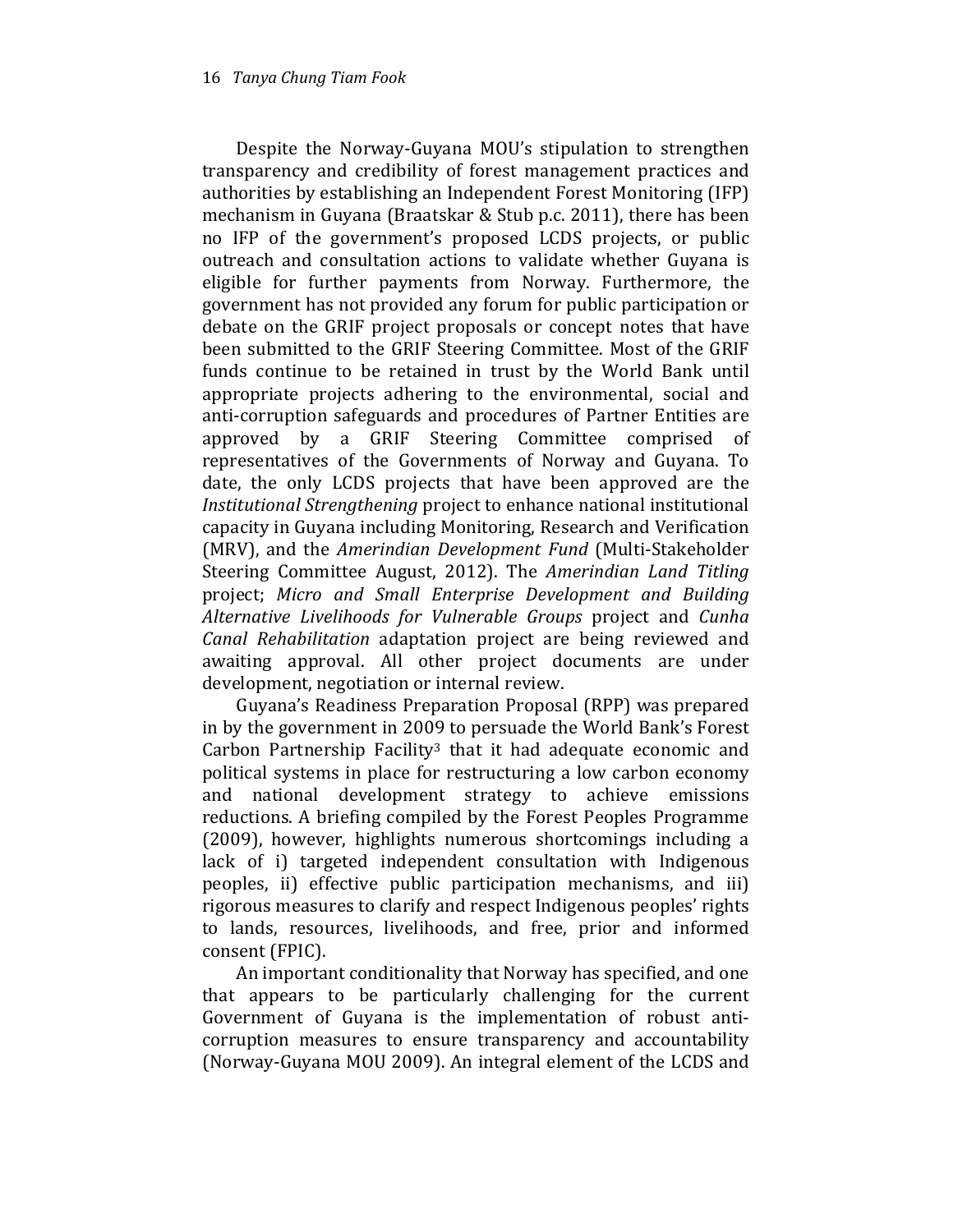Despite the Norway-Guyana MOU's stipulation to strengthen transparency and credibility of forest management practices and authorities by establishing an Independent Forest Monitoring (IFP) mechanism in Guyana (Braatskar & Stub p.c. 2011), there has been no IFP of the government's proposed LCDS projects, or public outreach and consultation actions to validate whether Guyana is eligible for further payments from Norway. Furthermore, the government has not provided any forum for public participation or debate on the GRIF project proposals or concept notes that have been submitted to the GRIF Steering Committee. Most of the GRIF funds continue to be retained in trust by the World Bank until appropriate projects adhering to the environmental, social and anti-corruption safeguards and procedures of Partner Entities are approved by a GRIF Steering Committee comprised of representatives of the Governments of Norway and Guyana. To date, the only LCDS projects that have been approved are the *Institutional Strengthening* project to enhance national institutional capacity in Guyana including Monitoring, Research and Verification (MRV), and the *Amerindian Development Fund* (Multi-Stakeholder Steering Committee August, 2012). The *Amerindian Land Titling* project; *Micro and Small Enterprise Development and Building Alternative Livelihoods for Vulnerable Groups* project and *Cunha Canal Rehabilitation* adaptation project are being reviewed and awaiting approval. All other project documents are under development, negotiation or internal review.

Guyana's Readiness Preparation Proposal (RPP) was prepared in by the government in 2009 to persuade the World Bank's Forest Carbon Partnership Facility[3] that it had adequate economic and political systems in place for restructuring a low carbon economy and national development strategy to achieve emissions reductions. A briefing compiled by the Forest Peoples Programme (2009), however, highlights numerous shortcomings including a lack of i) targeted independent consultation with Indigenous peoples, ii) effective public participation mechanisms, and iii) rigorous measures to clarify and respect Indigenous peoples' rights to lands, resources, livelihoods, and free, prior and informed consent (FPIC).

An important conditionality that Norway has specified, and one that appears to be particularly challenging for the current Government of Guyana is the implementation of robust anti-corruption measures to ensure transparency and accountability (Norway-Guyana MOU 2009). An integral element of the LCDS and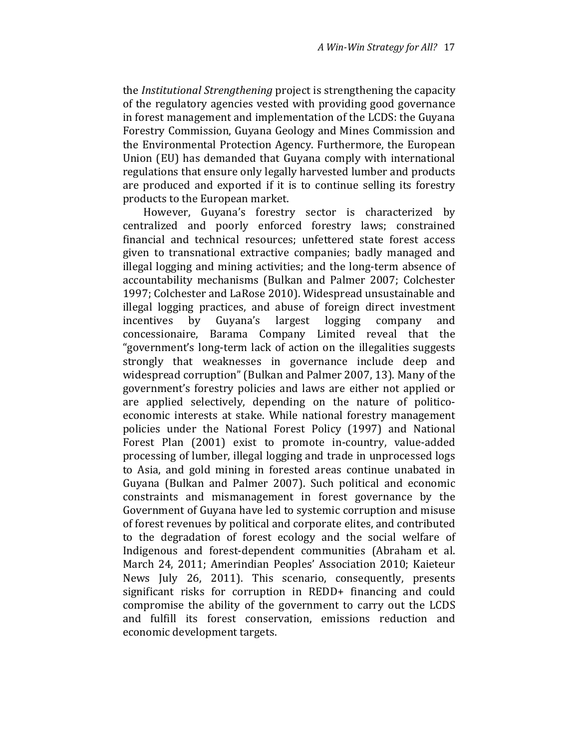the *Institutional Strengthening* project is strengthening the capacity of the regulatory agencies vested with providing good governance in forest management and implementation of the LCDS: the Guyana Forestry Commission, Guyana Geology and Mines Commission and the Environmental Protection Agency. Furthermore, the European Union (EU) has demanded that Guyana comply with international regulations that ensure only legally harvested lumber and products are produced and exported if it is to continue selling its forestry products to the European market.

However, Guyana's forestry sector is characterized by centralized and poorly enforced forestry laws; constrained financial and technical resources; unfettered state forest access given to transnational extractive companies; badly managed and illegal logging and mining activities; and the long-term absence of accountability mechanisms (Bulkan and Palmer 2007; Colchester 1997; Colchester and LaRose 2010). Widespread unsustainable and illegal logging practices, and abuse of foreign direct investment incentives by Guyana's largest logging company and concessionaire, Barama Company Limited reveal that the "government's long-term lack of action on the illegalities suggests strongly that weaknesses in governance include deep and widespread corruption" (Bulkan and Palmer 2007, 13). Many of the government's forestry policies and laws are either not applied or are applied selectively, depending on the nature of politico-economic interests at stake. While national forestry management policies under the National Forest Policy (1997) and National Forest Plan (2001) exist to promote in-country, value-added processing of lumber, illegal logging and trade in unprocessed logs to Asia, and gold mining in forested areas continue unabated in Guyana (Bulkan and Palmer 2007). Such political and economic constraints and mismanagement in forest governance by the Government of Guyana have led to systemic corruption and misuse of forest revenues by political and corporate elites, and contributed to the degradation of forest ecology and the social welfare of Indigenous and forest-dependent communities (Abraham et al. March 24, 2011; Amerindian Peoples' Association 2010; Kaieteur News July 26, 2011). This scenario, consequently, presents significant risks for corruption in REDD+ financing and could compromise the ability of the government to carry out the LCDS and fulfill its forest conservation, emissions reduction and economic development targets.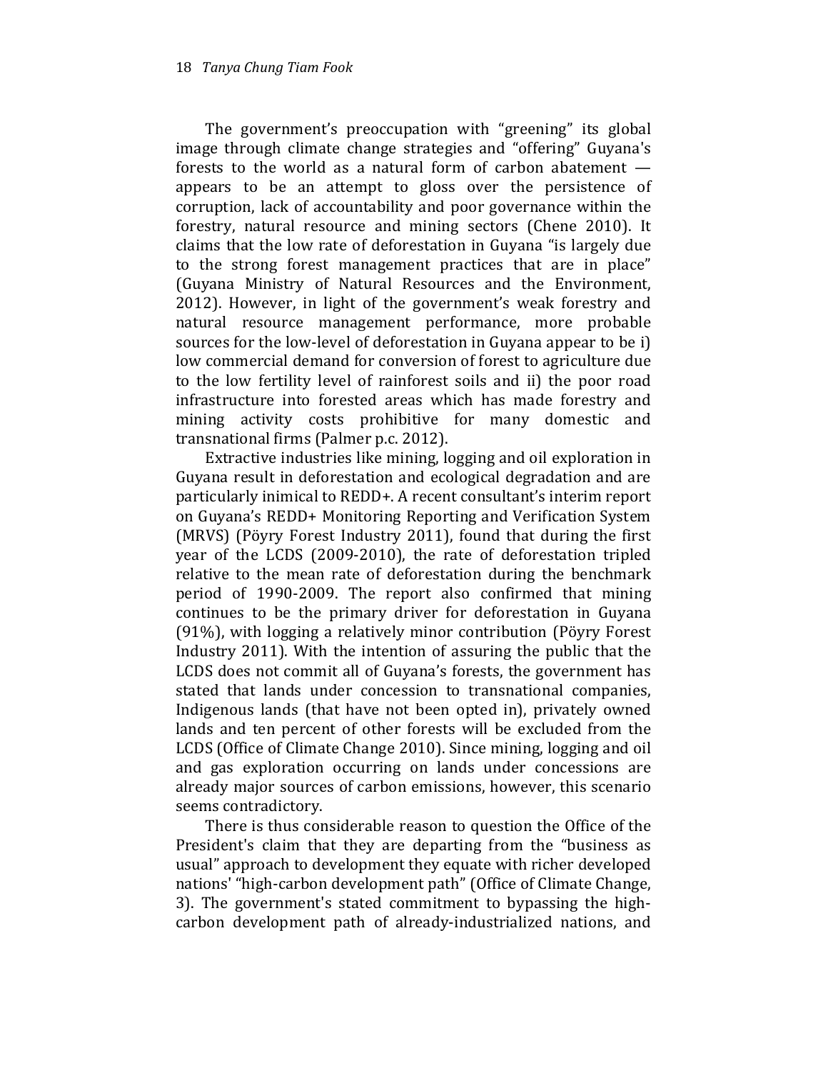The government's preoccupation with "greening" its global image through climate change strategies and "offering" Guyana's forests to the world as a natural form of carbon abatement — appears to be an attempt to gloss over the persistence of corruption, lack of accountability and poor governance within the forestry, natural resource and mining sectors (Chene 2010). It claims that the low rate of deforestation in Guyana "is largely due to the strong forest management practices that are in place" (Guyana Ministry of Natural Resources and the Environment, 2012). However, in light of the government's weak forestry and natural resource management performance, more probable sources for the low-level of deforestation in Guyana appear to be i) low commercial demand for conversion of forest to agriculture due to the low fertility level of rainforest soils and ii) the poor road infrastructure into forested areas which has made forestry and mining activity costs prohibitive for many domestic and transnational firms (Palmer p.c. 2012).

Extractive industries like mining, logging and oil exploration in Guyana result in deforestation and ecological degradation and are particularly inimical to REDD+. A recent consultant's interim report on Guyana's REDD+ Monitoring Reporting and Verification System (MRVS) (Pöyry Forest Industry 2011), found that during the first year of the LCDS (2009-2010), the rate of deforestation tripled relative to the mean rate of deforestation during the benchmark period of 1990-2009. The report also confirmed that mining continues to be the primary driver for deforestation in Guyana (91%), with logging a relatively minor contribution (Pöyry Forest Industry 2011). With the intention of assuring the public that the LCDS does not commit all of Guyana's forests, the government has stated that lands under concession to transnational companies, Indigenous lands (that have not been opted in), privately owned lands and ten percent of other forests will be excluded from the LCDS (Office of Climate Change 2010). Since mining, logging and oil and gas exploration occurring on lands under concessions are already major sources of carbon emissions, however, this scenario seems contradictory.

There is thus considerable reason to question the Office of the President's claim that they are departing from the "business as usual" approach to development they equate with richer developed nations' "high-carbon development path" (Office of Climate Change, 3). The government's stated commitment to bypassing the high-carbon development path of already-industrialized nations, and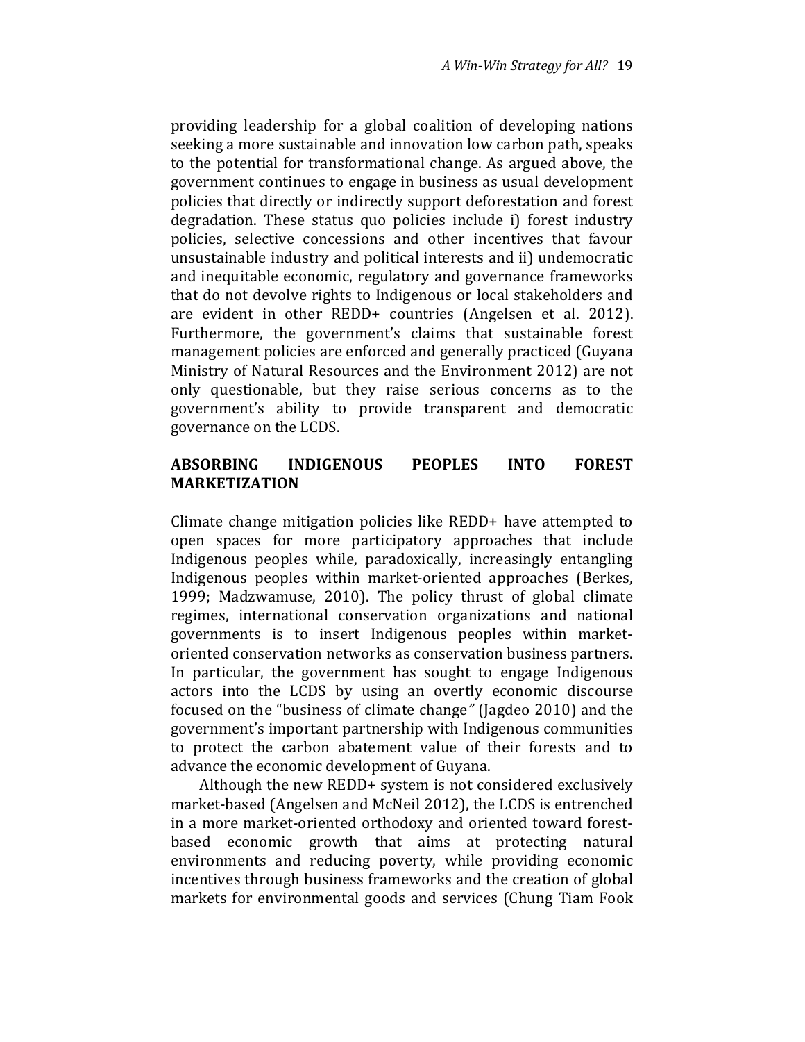providing leadership for a global coalition of developing nations seeking a more sustainable and innovation low carbon path, speaks to the potential for transformational change. As argued above, the government continues to engage in business as usual development policies that directly or indirectly support deforestation and forest degradation. These status quo policies include i) forest industry policies, selective concessions and other incentives that favour unsustainable industry and political interests and ii) undemocratic and inequitable economic, regulatory and governance frameworks that do not devolve rights to Indigenous or local stakeholders and are evident in other REDD+ countries (Angelsen et al. 2012). Furthermore, the government's claims that sustainable forest management policies are enforced and generally practiced (Guyana Ministry of Natural Resources and the Environment 2012) are not only questionable, but they raise serious concerns as to the government's ability to provide transparent and democratic governance on the LCDS.

## ABSORBING INDIGENOUS PEOPLES INTO FOREST MARKETIZATION

Climate change mitigation policies like REDD+ have attempted to open spaces for more participatory approaches that include Indigenous peoples while, paradoxically, increasingly entangling Indigenous peoples within market-oriented approaches (Berkes, 1999; Madzwamuse, 2010). The policy thrust of global climate regimes, international conservation organizations and national governments is to insert Indigenous peoples within market-oriented conservation networks as conservation business partners. In particular, the government has sought to engage Indigenous actors into the LCDS by using an overtly economic discourse focused on the "business of climate change" (Jagdeo 2010) and the government's important partnership with Indigenous communities to protect the carbon abatement value of their forests and to advance the economic development of Guyana.

Although the new REDD+ system is not considered exclusively market-based (Angelsen and McNeil 2012), the LCDS is entrenched in a more market-oriented orthodoxy and oriented toward forest-based economic growth that aims at protecting natural environments and reducing poverty, while providing economic incentives through business frameworks and the creation of global markets for environmental goods and services (Chung Tiam Fook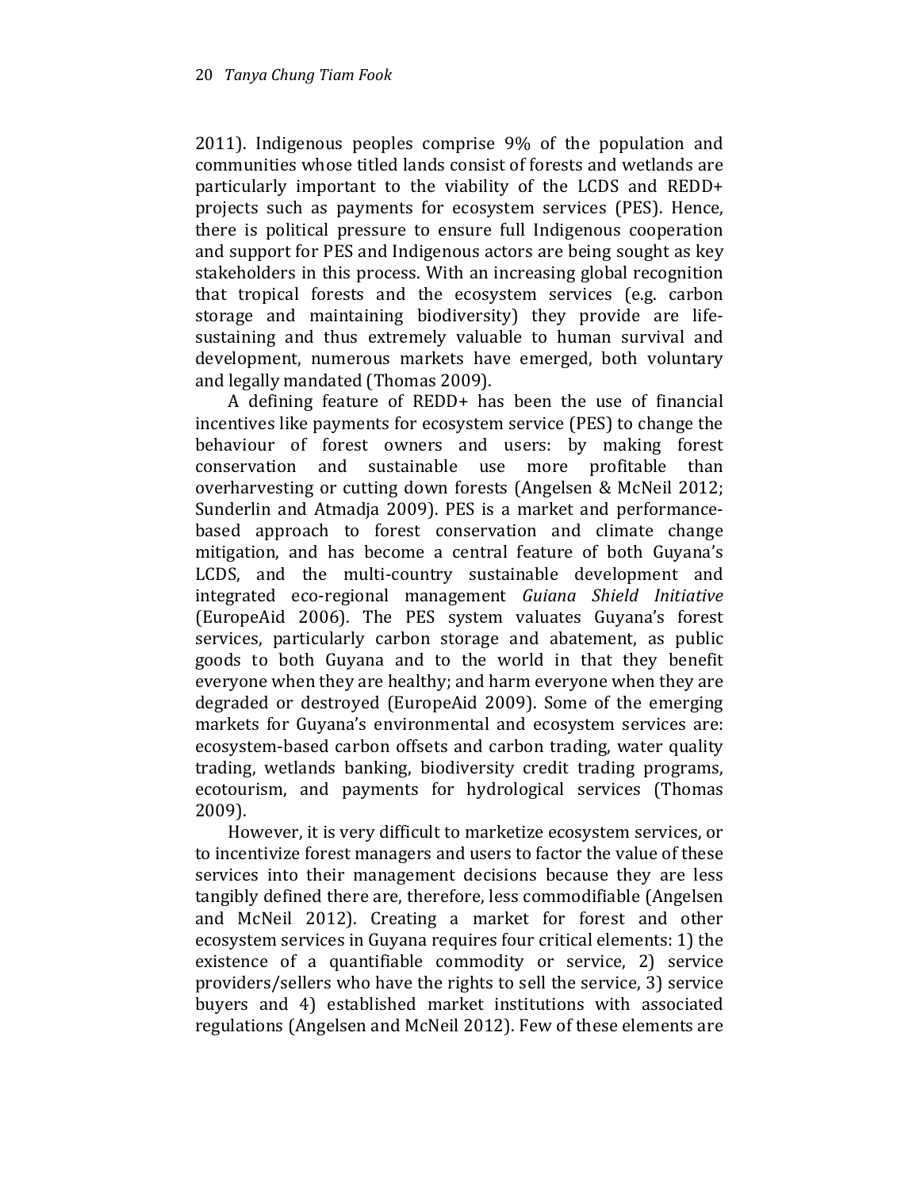2011). Indigenous peoples comprise 9% of the population and communities whose titled lands consist of forests and wetlands are particularly important to the viability of the LCDS and REDD+ projects such as payments for ecosystem services (PES). Hence, there is political pressure to ensure full Indigenous cooperation and support for PES and Indigenous actors are being sought as key stakeholders in this process. With an increasing global recognition that tropical forests and the ecosystem services (e.g. carbon storage and maintaining biodiversity) they provide are life-sustaining and thus extremely valuable to human survival and development, numerous markets have emerged, both voluntary and legally mandated (Thomas 2009).

A defining feature of REDD+ has been the use of financial incentives like payments for ecosystem service (PES) to change the behaviour of forest owners and users: by making forest conservation and sustainable use more profitable than overharvesting or cutting down forests (Angelsen & McNeil 2012; Sunderlin and Atmadja 2009). PES is a market and performance-based approach to forest conservation and climate change mitigation, and has become a central feature of both Guyana's LCDS, and the multi-country sustainable development and integrated eco-regional management *Guiana Shield Initiative* (EuropeAid 2006). The PES system valuates Guyana's forest services, particularly carbon storage and abatement, as public goods to both Guyana and to the world in that they benefit everyone when they are healthy; and harm everyone when they are degraded or destroyed (EuropeAid 2009). Some of the emerging markets for Guyana's environmental and ecosystem services are: ecosystem-based carbon offsets and carbon trading, water quality trading, wetlands banking, biodiversity credit trading programs, ecotourism, and payments for hydrological services (Thomas 2009).

However, it is very difficult to marketize ecosystem services, or to incentivize forest managers and users to factor the value of these services into their management decisions because they are less tangibly defined there are, therefore, less commodifiable (Angelsen and McNeil 2012). Creating a market for forest and other ecosystem services in Guyana requires four critical elements: 1) the existence of a quantifiable commodity or service, 2) service providers/sellers who have the rights to sell the service, 3) service buyers and 4) established market institutions with associated regulations (Angelsen and McNeil 2012). Few of these elements are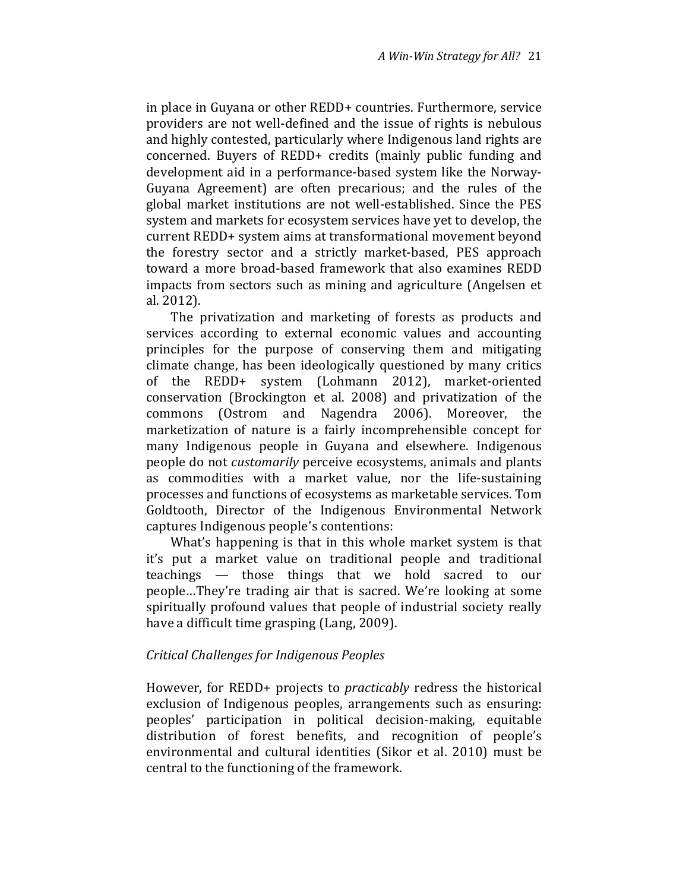in place in Guyana or other REDD+ countries. Furthermore, service providers are not well-defined and the issue of rights is nebulous and highly contested, particularly where Indigenous land rights are concerned. Buyers of REDD+ credits (mainly public funding and development aid in a performance-based system like the Norway-Guyana Agreement) are often precarious; and the rules of the global market institutions are not well-established. Since the PES system and markets for ecosystem services have yet to develop, the current REDD+ system aims at transformational movement beyond the forestry sector and a strictly market-based, PES approach toward a more broad-based framework that also examines REDD impacts from sectors such as mining and agriculture (Angelsen et al. 2012).

The privatization and marketing of forests as products and services according to external economic values and accounting principles for the purpose of conserving them and mitigating climate change, has been ideologically questioned by many critics of the REDD+ system (Lohmann 2012), market-oriented conservation (Brockington et al. 2008) and privatization of the commons (Ostrom and Nagendra 2006). Moreover, the marketization of nature is a fairly incomprehensible concept for many Indigenous people in Guyana and elsewhere. Indigenous people do not *customarily* perceive ecosystems, animals and plants as commodities with a market value, nor the life-sustaining processes and functions of ecosystems as marketable services. Tom Goldtooth, Director of the Indigenous Environmental Network captures Indigenous people's contentions:

What's happening is that in this whole market system is that it's put a market value on traditional people and traditional teachings — those things that we hold sacred to our people…They're trading air that is sacred. We're looking at some spiritually profound values that people of industrial society really have a difficult time grasping (Lang, 2009).

### *Critical Challenges for Indigenous Peoples*

However, for REDD+ projects to *practicably* redress the historical exclusion of Indigenous peoples, arrangements such as ensuring: peoples' participation in political decision-making, equitable distribution of forest benefits, and recognition of people's environmental and cultural identities (Sikor et al. 2010) must be central to the functioning of the framework.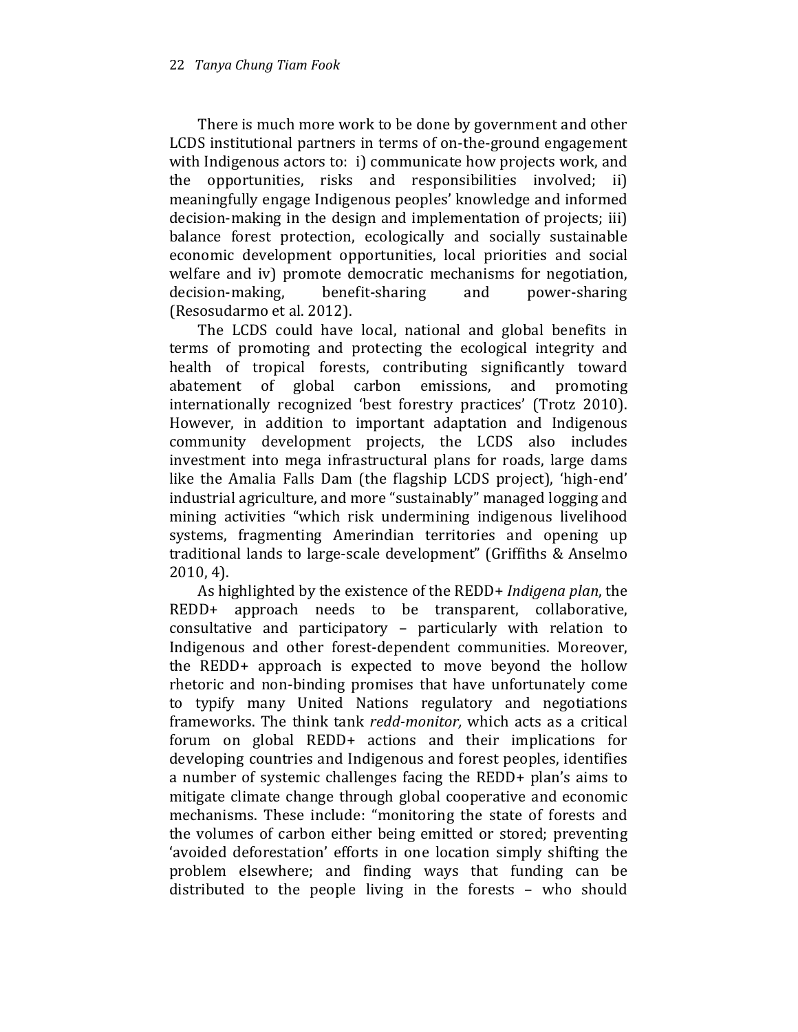There is much more work to be done by government and other LCDS institutional partners in terms of on-the-ground engagement with Indigenous actors to: i) communicate how projects work, and the opportunities, risks and responsibilities involved; ii) meaningfully engage Indigenous peoples' knowledge and informed decision-making in the design and implementation of projects; iii) balance forest protection, ecologically and socially sustainable economic development opportunities, local priorities and social welfare and iv) promote democratic mechanisms for negotiation, decision-making, benefit-sharing and power-sharing (Resosudarmo et al. 2012).

The LCDS could have local, national and global benefits in terms of promoting and protecting the ecological integrity and health of tropical forests, contributing significantly toward abatement of global carbon emissions, and promoting internationally recognized 'best forestry practices' (Trotz 2010). However, in addition to important adaptation and Indigenous community development projects, the LCDS also includes investment into mega infrastructural plans for roads, large dams like the Amalia Falls Dam (the flagship LCDS project), 'high-end' industrial agriculture, and more "sustainably" managed logging and mining activities "which risk undermining indigenous livelihood systems, fragmenting Amerindian territories and opening up traditional lands to large-scale development" (Griffiths & Anselmo 2010, 4).

As highlighted by the existence of the REDD+ *Indigena plan*, the REDD+ approach needs to be transparent, collaborative, consultative and participatory – particularly with relation to Indigenous and other forest-dependent communities. Moreover, the REDD+ approach is expected to move beyond the hollow rhetoric and non-binding promises that have unfortunately come to typify many United Nations regulatory and negotiations frameworks. The think tank *redd-monitor,* which acts as a critical forum on global REDD+ actions and their implications for developing countries and Indigenous and forest peoples, identifies a number of systemic challenges facing the REDD+ plan's aims to mitigate climate change through global cooperative and economic mechanisms. These include: "monitoring the state of forests and the volumes of carbon either being emitted or stored; preventing 'avoided deforestation' efforts in one location simply shifting the problem elsewhere; and finding ways that funding can be distributed to the people living in the forests – who should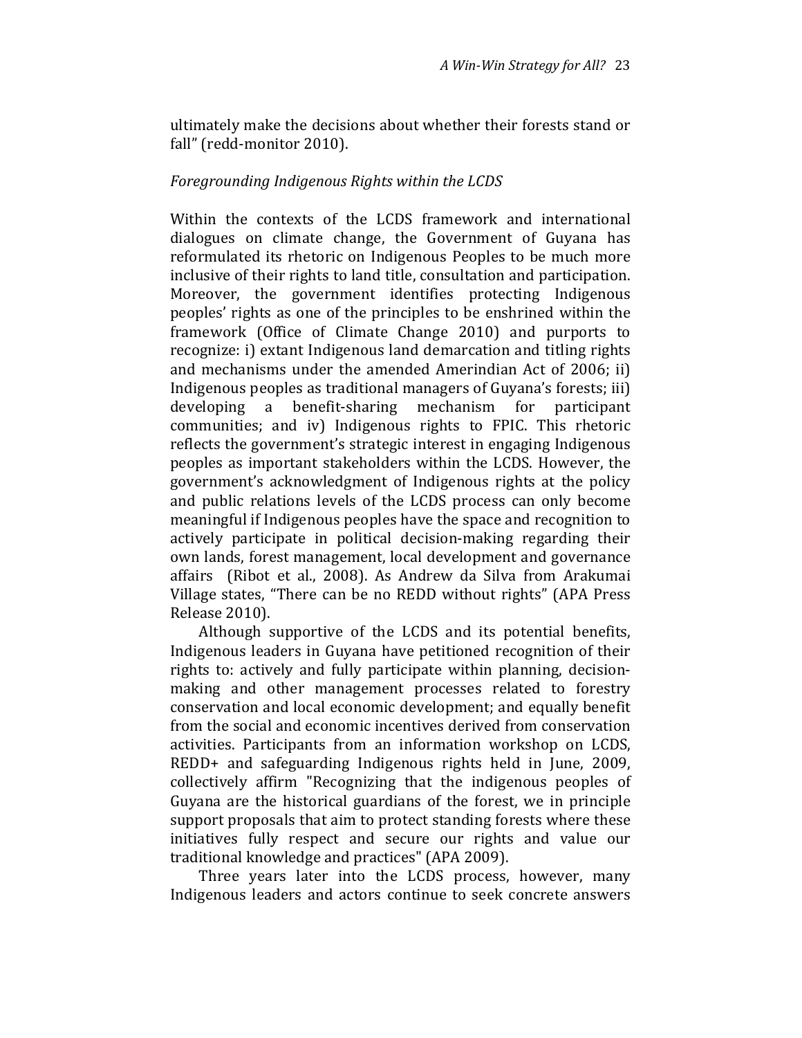ultimately make the decisions about whether their forests stand or fall" (redd-monitor 2010).

*Foregrounding Indigenous Rights within the LCDS*

Within the contexts of the LCDS framework and international dialogues on climate change, the Government of Guyana has reformulated its rhetoric on Indigenous Peoples to be much more inclusive of their rights to land title, consultation and participation. Moreover, the government identifies protecting Indigenous peoples' rights as one of the principles to be enshrined within the framework (Office of Climate Change 2010) and purports to recognize: i) extant Indigenous land demarcation and titling rights and mechanisms under the amended Amerindian Act of 2006; ii) Indigenous peoples as traditional managers of Guyana's forests; iii) developing a benefit-sharing mechanism for participant communities; and iv) Indigenous rights to FPIC. This rhetoric reflects the government's strategic interest in engaging Indigenous peoples as important stakeholders within the LCDS. However, the government's acknowledgment of Indigenous rights at the policy and public relations levels of the LCDS process can only become meaningful if Indigenous peoples have the space and recognition to actively participate in political decision-making regarding their own lands, forest management, local development and governance affairs (Ribot et al., 2008). As Andrew da Silva from Arakumai Village states, "There can be no REDD without rights" (APA Press Release 2010).

Although supportive of the LCDS and its potential benefits, Indigenous leaders in Guyana have petitioned recognition of their rights to: actively and fully participate within planning, decision-making and other management processes related to forestry conservation and local economic development; and equally benefit from the social and economic incentives derived from conservation activities. Participants from an information workshop on LCDS, REDD+ and safeguarding Indigenous rights held in June, 2009, collectively affirm "Recognizing that the indigenous peoples of Guyana are the historical guardians of the forest, we in principle support proposals that aim to protect standing forests where these initiatives fully respect and secure our rights and value our traditional knowledge and practices" (APA 2009).

Three years later into the LCDS process, however, many Indigenous leaders and actors continue to seek concrete answers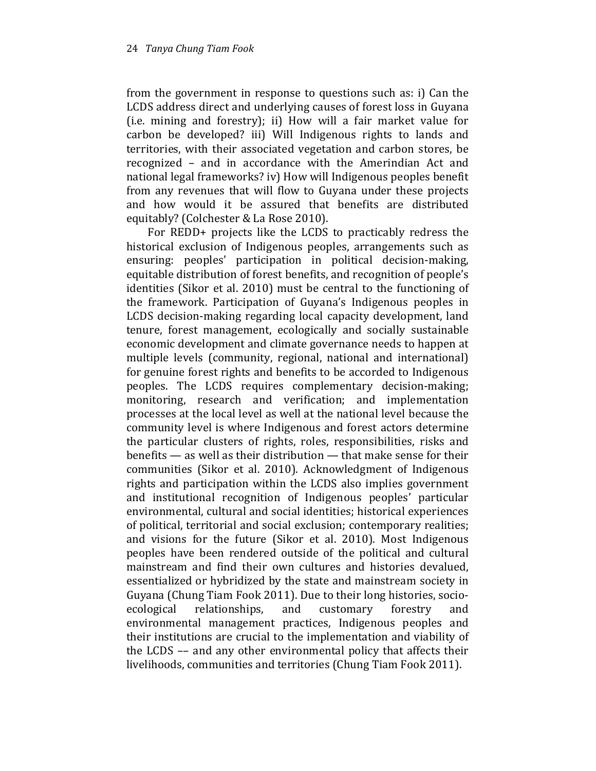from the government in response to questions such as: i) Can the LCDS address direct and underlying causes of forest loss in Guyana (i.e. mining and forestry); ii) How will a fair market value for carbon be developed? iii) Will Indigenous rights to lands and territories, with their associated vegetation and carbon stores, be recognized – and in accordance with the Amerindian Act and national legal frameworks? iv) How will Indigenous peoples benefit from any revenues that will flow to Guyana under these projects and how would it be assured that benefits are distributed equitably? (Colchester & La Rose 2010).

For REDD+ projects like the LCDS to practicably redress the historical exclusion of Indigenous peoples, arrangements such as ensuring: peoples' participation in political decision-making, equitable distribution of forest benefits, and recognition of people's identities (Sikor et al. 2010) must be central to the functioning of the framework. Participation of Guyana's Indigenous peoples in LCDS decision-making regarding local capacity development, land tenure, forest management, ecologically and socially sustainable economic development and climate governance needs to happen at multiple levels (community, regional, national and international) for genuine forest rights and benefits to be accorded to Indigenous peoples. The LCDS requires complementary decision-making; monitoring, research and verification; and implementation processes at the local level as well at the national level because the community level is where Indigenous and forest actors determine the particular clusters of rights, roles, responsibilities, risks and benefits — as well as their distribution — that make sense for their communities (Sikor et al. 2010). Acknowledgment of Indigenous rights and participation within the LCDS also implies government and institutional recognition of Indigenous peoples' particular environmental, cultural and social identities; historical experiences of political, territorial and social exclusion; contemporary realities; and visions for the future (Sikor et al. 2010). Most Indigenous peoples have been rendered outside of the political and cultural mainstream and find their own cultures and histories devalued, essentialized or hybridized by the state and mainstream society in Guyana (Chung Tiam Fook 2011). Due to their long histories, socio-ecological relationships, and customary forestry and environmental management practices, Indigenous peoples and their institutions are crucial to the implementation and viability of the LCDS –– and any other environmental policy that affects their livelihoods, communities and territories (Chung Tiam Fook 2011).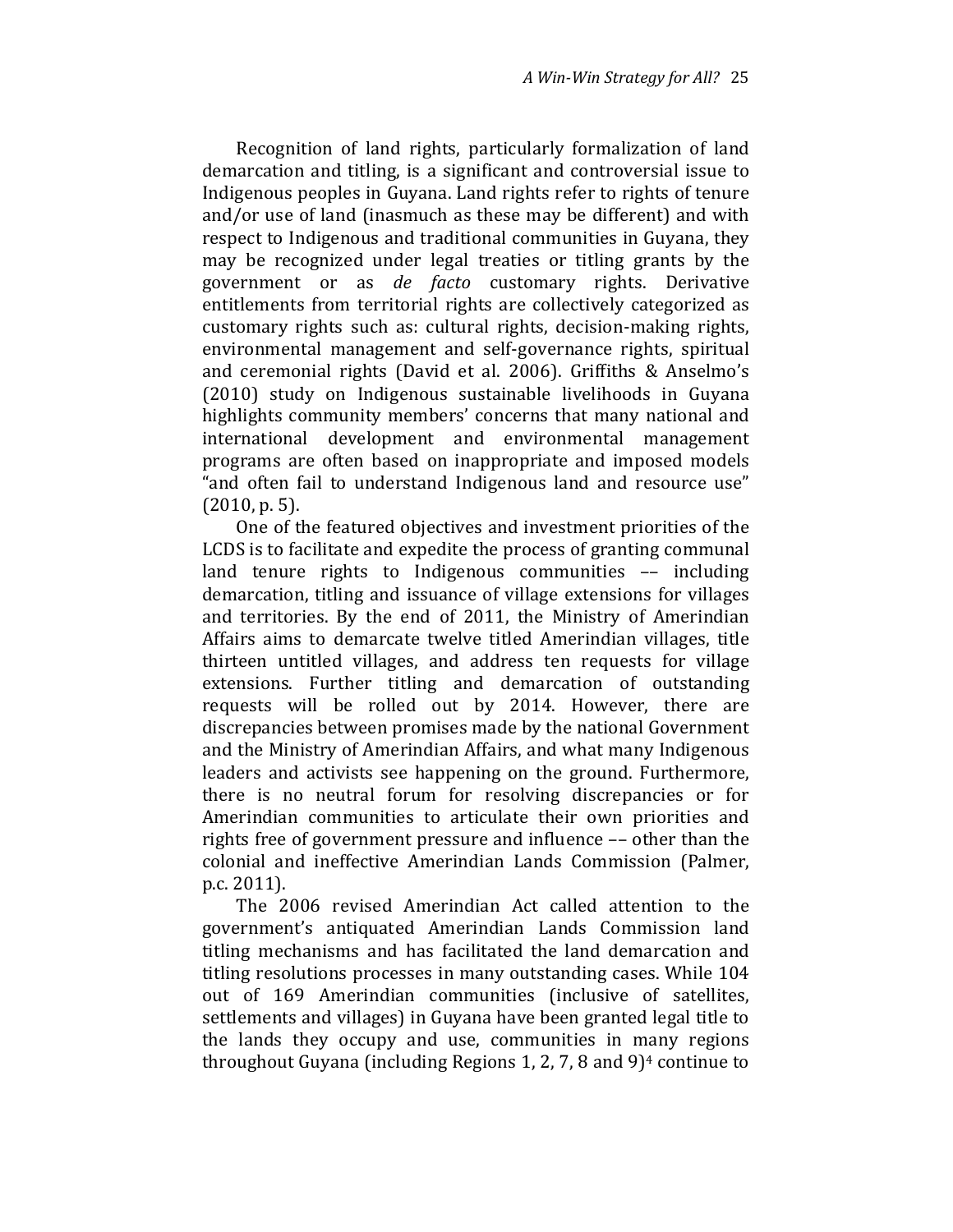Recognition of land rights, particularly formalization of land demarcation and titling, is a significant and controversial issue to Indigenous peoples in Guyana. Land rights refer to rights of tenure and/or use of land (inasmuch as these may be different) and with respect to Indigenous and traditional communities in Guyana, they may be recognized under legal treaties or titling grants by the government or as *de facto* customary rights. Derivative entitlements from territorial rights are collectively categorized as customary rights such as: cultural rights, decision-making rights, environmental management and self-governance rights, spiritual and ceremonial rights (David et al. 2006). Griffiths & Anselmo's (2010) study on Indigenous sustainable livelihoods in Guyana highlights community members' concerns that many national and international development and environmental management programs are often based on inappropriate and imposed models "and often fail to understand Indigenous land and resource use" (2010, p. 5).

One of the featured objectives and investment priorities of the LCDS is to facilitate and expedite the process of granting communal land tenure rights to Indigenous communities –– including demarcation, titling and issuance of village extensions for villages and territories. By the end of 2011, the Ministry of Amerindian Affairs aims to demarcate twelve titled Amerindian villages, title thirteen untitled villages, and address ten requests for village extensions. Further titling and demarcation of outstanding requests will be rolled out by 2014. However, there are discrepancies between promises made by the national Government and the Ministry of Amerindian Affairs, and what many Indigenous leaders and activists see happening on the ground. Furthermore, there is no neutral forum for resolving discrepancies or for Amerindian communities to articulate their own priorities and rights free of government pressure and influence –– other than the colonial and ineffective Amerindian Lands Commission (Palmer, p.c. 2011).

The 2006 revised Amerindian Act called attention to the government's antiquated Amerindian Lands Commission land titling mechanisms and has facilitated the land demarcation and titling resolutions processes in many outstanding cases. While 104 out of 169 Amerindian communities (inclusive of satellites, settlements and villages) in Guyana have been granted legal title to the lands they occupy and use, communities in many regions throughout Guyana (including Regions 1, 2, 7, 8 and 9)[4] continue to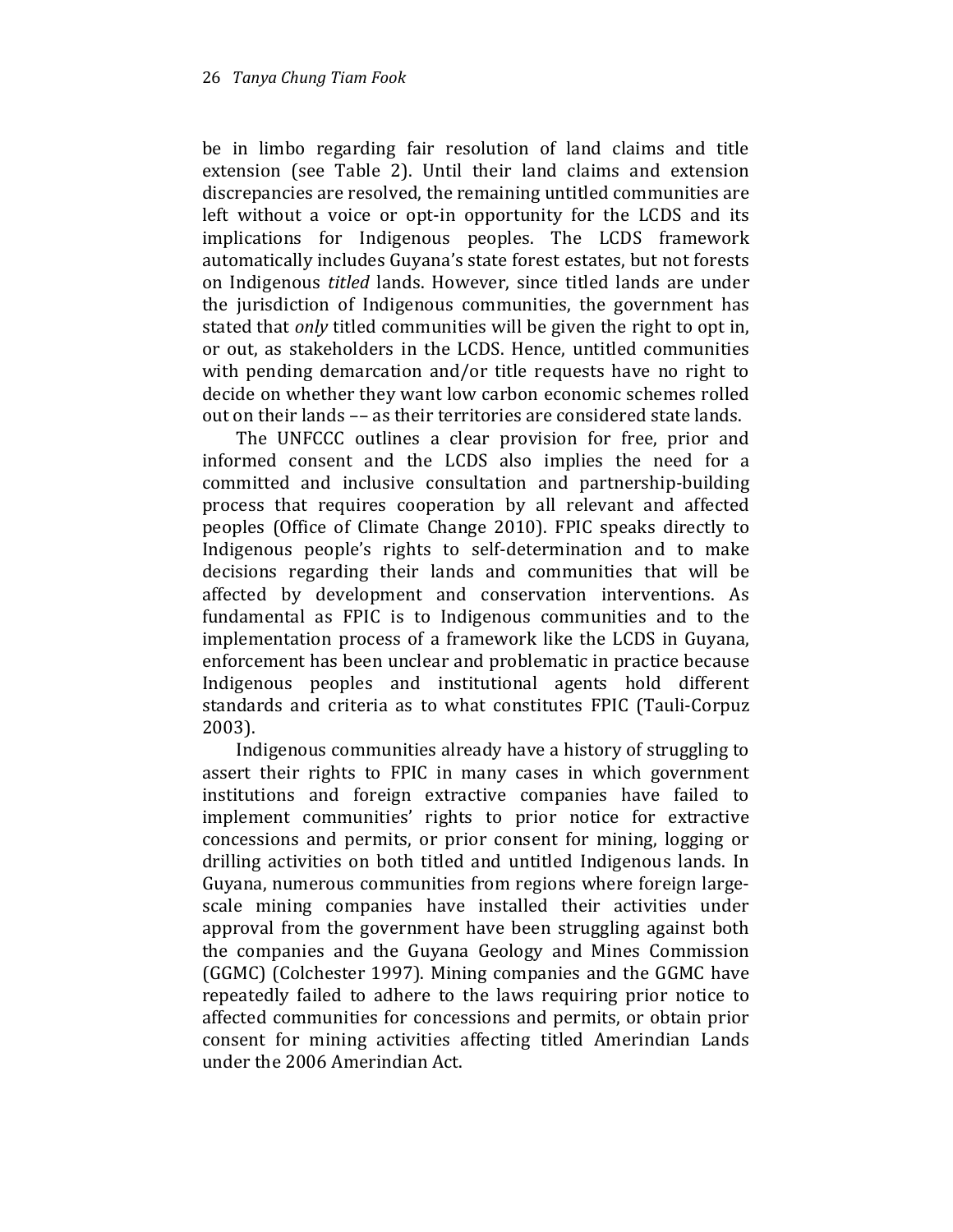be in limbo regarding fair resolution of land claims and title extension (see Table 2). Until their land claims and extension discrepancies are resolved, the remaining untitled communities are left without a voice or opt-in opportunity for the LCDS and its implications for Indigenous peoples. The LCDS framework automatically includes Guyana's state forest estates, but not forests on Indigenous *titled* lands. However, since titled lands are under the jurisdiction of Indigenous communities, the government has stated that *only* titled communities will be given the right to opt in, or out, as stakeholders in the LCDS. Hence, untitled communities with pending demarcation and/or title requests have no right to decide on whether they want low carbon economic schemes rolled out on their lands –– as their territories are considered state lands.

The UNFCCC outlines a clear provision for free, prior and informed consent and the LCDS also implies the need for a committed and inclusive consultation and partnership-building process that requires cooperation by all relevant and affected peoples (Office of Climate Change 2010). FPIC speaks directly to Indigenous people's rights to self-determination and to make decisions regarding their lands and communities that will be affected by development and conservation interventions. As fundamental as FPIC is to Indigenous communities and to the implementation process of a framework like the LCDS in Guyana, enforcement has been unclear and problematic in practice because Indigenous peoples and institutional agents hold different standards and criteria as to what constitutes FPIC (Tauli-Corpuz 2003).

Indigenous communities already have a history of struggling to assert their rights to FPIC in many cases in which government institutions and foreign extractive companies have failed to implement communities' rights to prior notice for extractive concessions and permits, or prior consent for mining, logging or drilling activities on both titled and untitled Indigenous lands. In Guyana, numerous communities from regions where foreign large-scale mining companies have installed their activities under approval from the government have been struggling against both the companies and the Guyana Geology and Mines Commission (GGMC) (Colchester 1997). Mining companies and the GGMC have repeatedly failed to adhere to the laws requiring prior notice to affected communities for concessions and permits, or obtain prior consent for mining activities affecting titled Amerindian Lands under the 2006 Amerindian Act.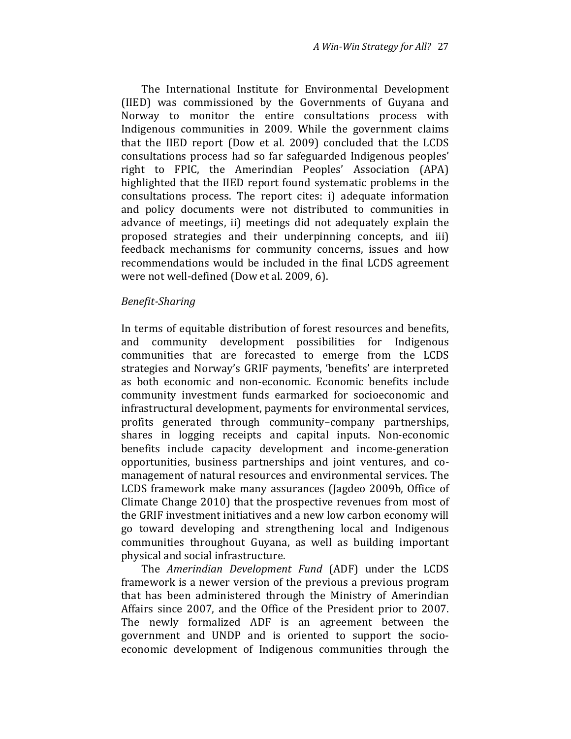The International Institute for Environmental Development (IIED) was commissioned by the Governments of Guyana and Norway to monitor the entire consultations process with Indigenous communities in 2009. While the government claims that the IIED report (Dow et al. 2009) concluded that the LCDS consultations process had so far safeguarded Indigenous peoples' right to FPIC, the Amerindian Peoples' Association (APA) highlighted that the IIED report found systematic problems in the consultations process. The report cites: i) adequate information and policy documents were not distributed to communities in advance of meetings, ii) meetings did not adequately explain the proposed strategies and their underpinning concepts, and iii) feedback mechanisms for community concerns, issues and how recommendations would be included in the final LCDS agreement were not well-defined (Dow et al. 2009, 6).

*Benefit-Sharing*

In terms of equitable distribution of forest resources and benefits, and community development possibilities for Indigenous communities that are forecasted to emerge from the LCDS strategies and Norway's GRIF payments, 'benefits' are interpreted as both economic and non-economic. Economic benefits include community investment funds earmarked for socioeconomic and infrastructural development, payments for environmental services, profits generated through community–company partnerships, shares in logging receipts and capital inputs. Non-economic benefits include capacity development and income-generation opportunities, business partnerships and joint ventures, and co-management of natural resources and environmental services. The LCDS framework make many assurances (Jagdeo 2009b, Office of Climate Change 2010) that the prospective revenues from most of the GRIF investment initiatives and a new low carbon economy will go toward developing and strengthening local and Indigenous communities throughout Guyana, as well as building important physical and social infrastructure.

The *Amerindian Development Fund* (ADF) under the LCDS framework is a newer version of the previous a previous program that has been administered through the Ministry of Amerindian Affairs since 2007, and the Office of the President prior to 2007. The newly formalized ADF is an agreement between the government and UNDP and is oriented to support the socio-economic development of Indigenous communities through the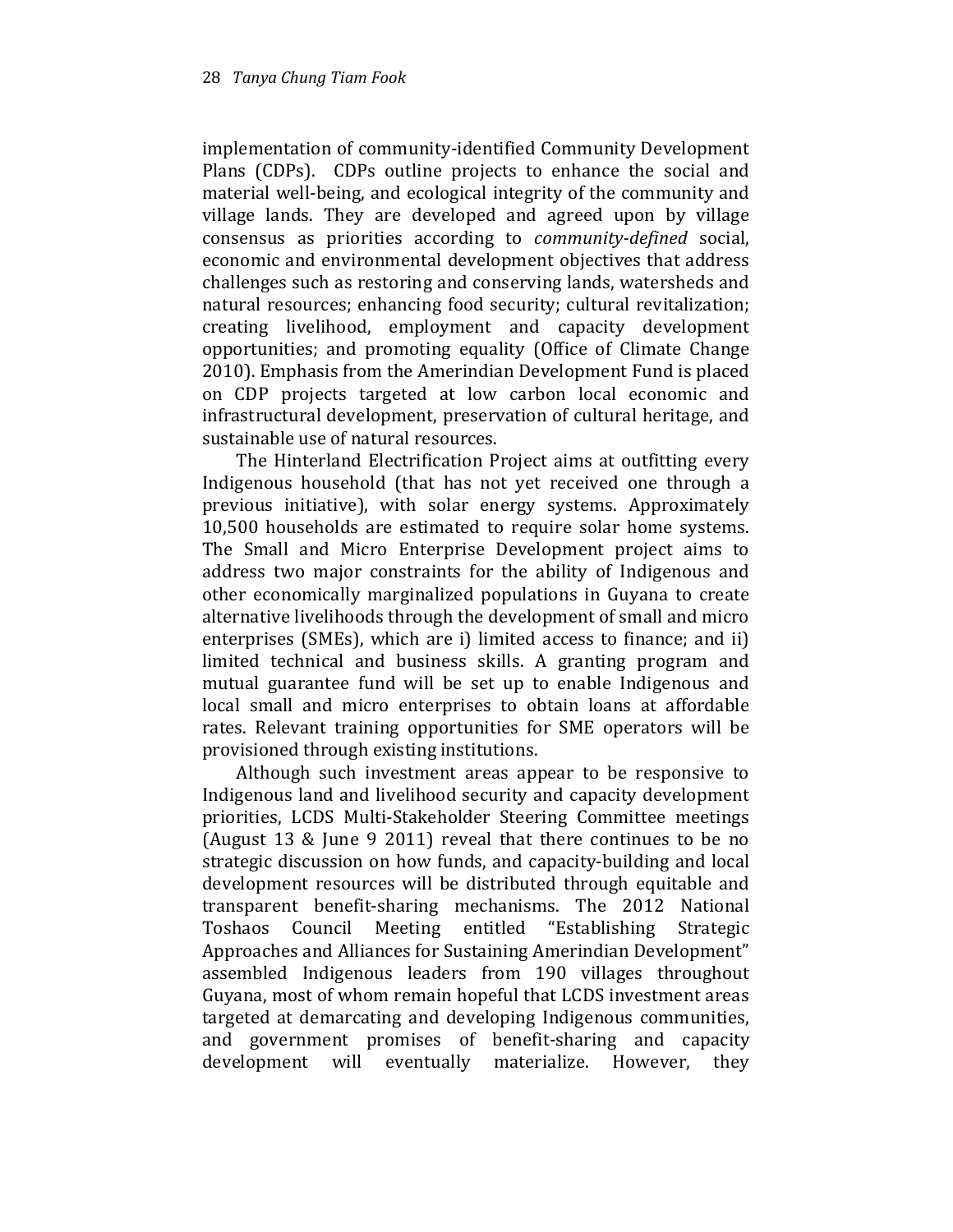implementation of community-identified Community Development Plans (CDPs). CDPs outline projects to enhance the social and material well-being, and ecological integrity of the community and village lands. They are developed and agreed upon by village consensus as priorities according to *community-defined* social, economic and environmental development objectives that address challenges such as restoring and conserving lands, watersheds and natural resources; enhancing food security; cultural revitalization; creating livelihood, employment and capacity development opportunities; and promoting equality (Office of Climate Change 2010). Emphasis from the Amerindian Development Fund is placed on CDP projects targeted at low carbon local economic and infrastructural development, preservation of cultural heritage, and sustainable use of natural resources.

The Hinterland Electrification Project aims at outfitting every Indigenous household (that has not yet received one through a previous initiative), with solar energy systems. Approximately 10,500 households are estimated to require solar home systems. The Small and Micro Enterprise Development project aims to address two major constraints for the ability of Indigenous and other economically marginalized populations in Guyana to create alternative livelihoods through the development of small and micro enterprises (SMEs), which are i) limited access to finance; and ii) limited technical and business skills. A granting program and mutual guarantee fund will be set up to enable Indigenous and local small and micro enterprises to obtain loans at affordable rates. Relevant training opportunities for SME operators will be provisioned through existing institutions.

Although such investment areas appear to be responsive to Indigenous land and livelihood security and capacity development priorities, LCDS Multi-Stakeholder Steering Committee meetings (August 13 & June 9 2011) reveal that there continues to be no strategic discussion on how funds, and capacity-building and local development resources will be distributed through equitable and transparent benefit-sharing mechanisms. The 2012 National Toshaos Council Meeting entitled "Establishing Strategic Approaches and Alliances for Sustaining Amerindian Development" assembled Indigenous leaders from 190 villages throughout Guyana, most of whom remain hopeful that LCDS investment areas targeted at demarcating and developing Indigenous communities, and government promises of benefit-sharing and capacity development will eventually materialize. However, they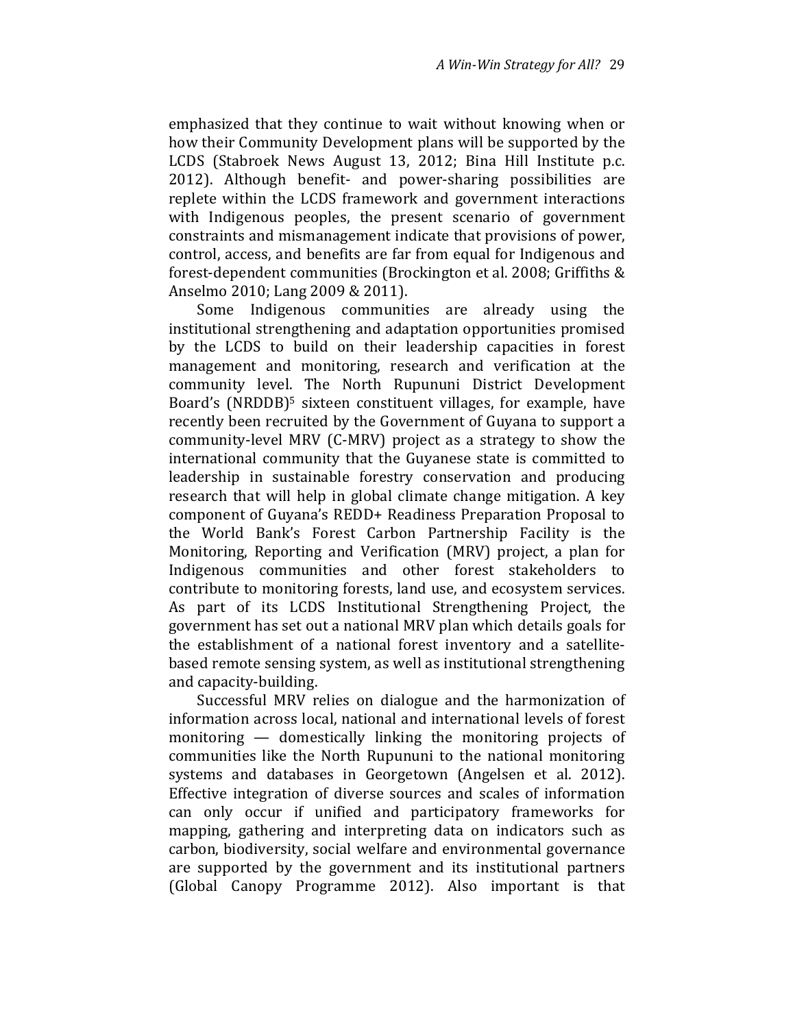emphasized that they continue to wait without knowing when or how their Community Development plans will be supported by the LCDS (Stabroek News August 13, 2012; Bina Hill Institute p.c. 2012). Although benefit- and power-sharing possibilities are replete within the LCDS framework and government interactions with Indigenous peoples, the present scenario of government constraints and mismanagement indicate that provisions of power, control, access, and benefits are far from equal for Indigenous and forest-dependent communities (Brockington et al. 2008; Griffiths & Anselmo 2010; Lang 2009 & 2011).

Some Indigenous communities are already using the institutional strengthening and adaptation opportunities promised by the LCDS to build on their leadership capacities in forest management and monitoring, research and verification at the community level. The North Rupununi District Development Board's (NRDDB)[5] sixteen constituent villages, for example, have recently been recruited by the Government of Guyana to support a community-level MRV (C-MRV) project as a strategy to show the international community that the Guyanese state is committed to leadership in sustainable forestry conservation and producing research that will help in global climate change mitigation. A key component of Guyana's REDD+ Readiness Preparation Proposal to the World Bank's Forest Carbon Partnership Facility is the Monitoring, Reporting and Verification (MRV) project, a plan for Indigenous communities and other forest stakeholders to contribute to monitoring forests, land use, and ecosystem services. As part of its LCDS Institutional Strengthening Project, the government has set out a national MRV plan which details goals for the establishment of a national forest inventory and a satellite-based remote sensing system, as well as institutional strengthening and capacity-building.

Successful MRV relies on dialogue and the harmonization of information across local, national and international levels of forest monitoring — domestically linking the monitoring projects of communities like the North Rupununi to the national monitoring systems and databases in Georgetown (Angelsen et al. 2012). Effective integration of diverse sources and scales of information can only occur if unified and participatory frameworks for mapping, gathering and interpreting data on indicators such as carbon, biodiversity, social welfare and environmental governance are supported by the government and its institutional partners (Global Canopy Programme 2012). Also important is that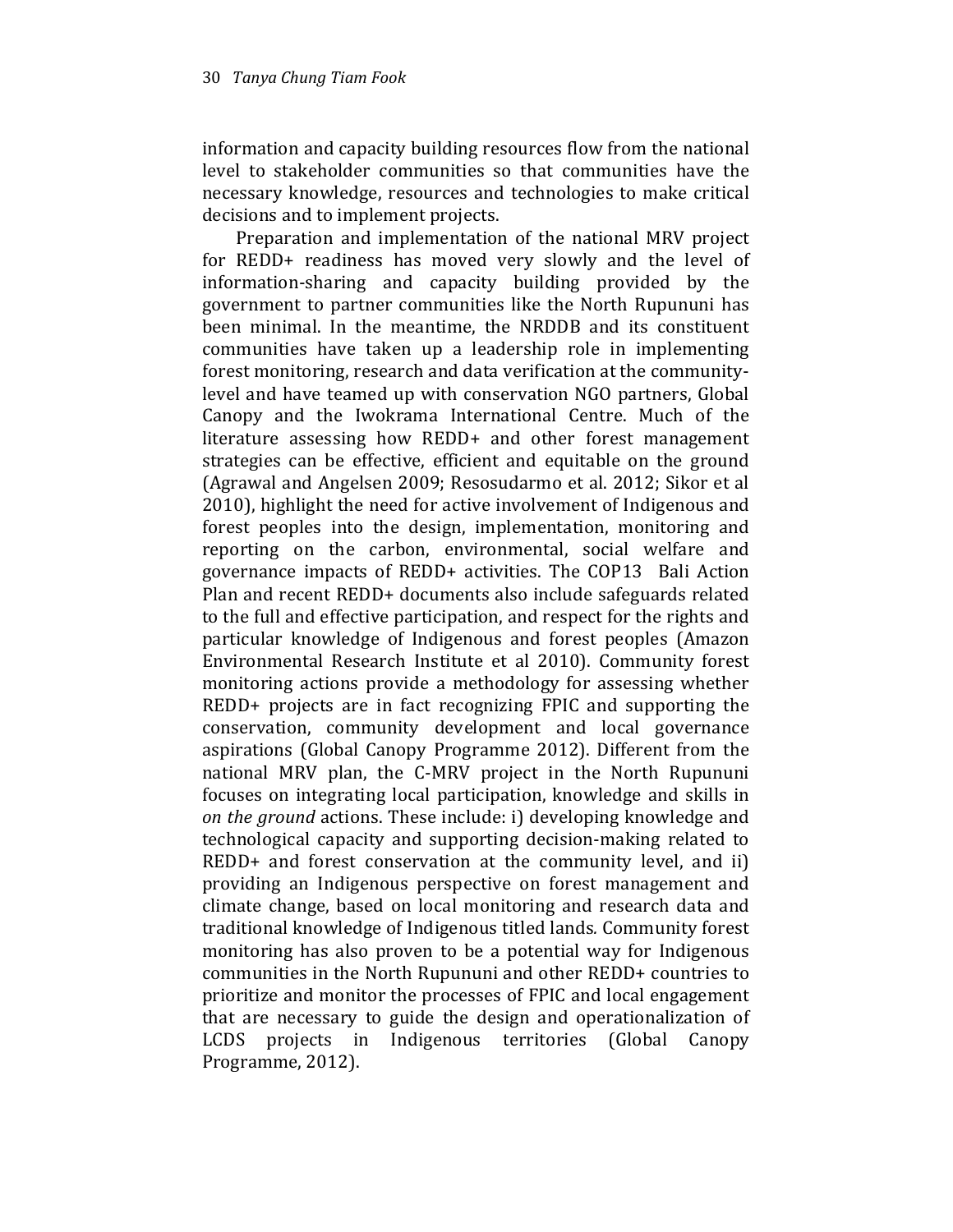information and capacity building resources flow from the national level to stakeholder communities so that communities have the necessary knowledge, resources and technologies to make critical decisions and to implement projects.

Preparation and implementation of the national MRV project for REDD+ readiness has moved very slowly and the level of information-sharing and capacity building provided by the government to partner communities like the North Rupununi has been minimal. In the meantime, the NRDDB and its constituent communities have taken up a leadership role in implementing forest monitoring, research and data verification at the community-level and have teamed up with conservation NGO partners, Global Canopy and the Iwokrama International Centre. Much of the literature assessing how REDD+ and other forest management strategies can be effective, efficient and equitable on the ground (Agrawal and Angelsen 2009; Resosudarmo et al. 2012; Sikor et al 2010), highlight the need for active involvement of Indigenous and forest peoples into the design, implementation, monitoring and reporting on the carbon, environmental, social welfare and governance impacts of REDD+ activities. The COP13 Bali Action Plan and recent REDD+ documents also include safeguards related to the full and effective participation, and respect for the rights and particular knowledge of Indigenous and forest peoples (Amazon Environmental Research Institute et al 2010). Community forest monitoring actions provide a methodology for assessing whether REDD+ projects are in fact recognizing FPIC and supporting the conservation, community development and local governance aspirations (Global Canopy Programme 2012). Different from the national MRV plan, the C-MRV project in the North Rupununi focuses on integrating local participation, knowledge and skills in *on the ground* actions. These include: i) developing knowledge and technological capacity and supporting decision-making related to REDD+ and forest conservation at the community level, and ii) providing an Indigenous perspective on forest management and climate change, based on local monitoring and research data and traditional knowledge of Indigenous titled lands. Community forest monitoring has also proven to be a potential way for Indigenous communities in the North Rupununi and other REDD+ countries to prioritize and monitor the processes of FPIC and local engagement that are necessary to guide the design and operationalization of LCDS projects in Indigenous territories (Global Canopy Programme, 2012).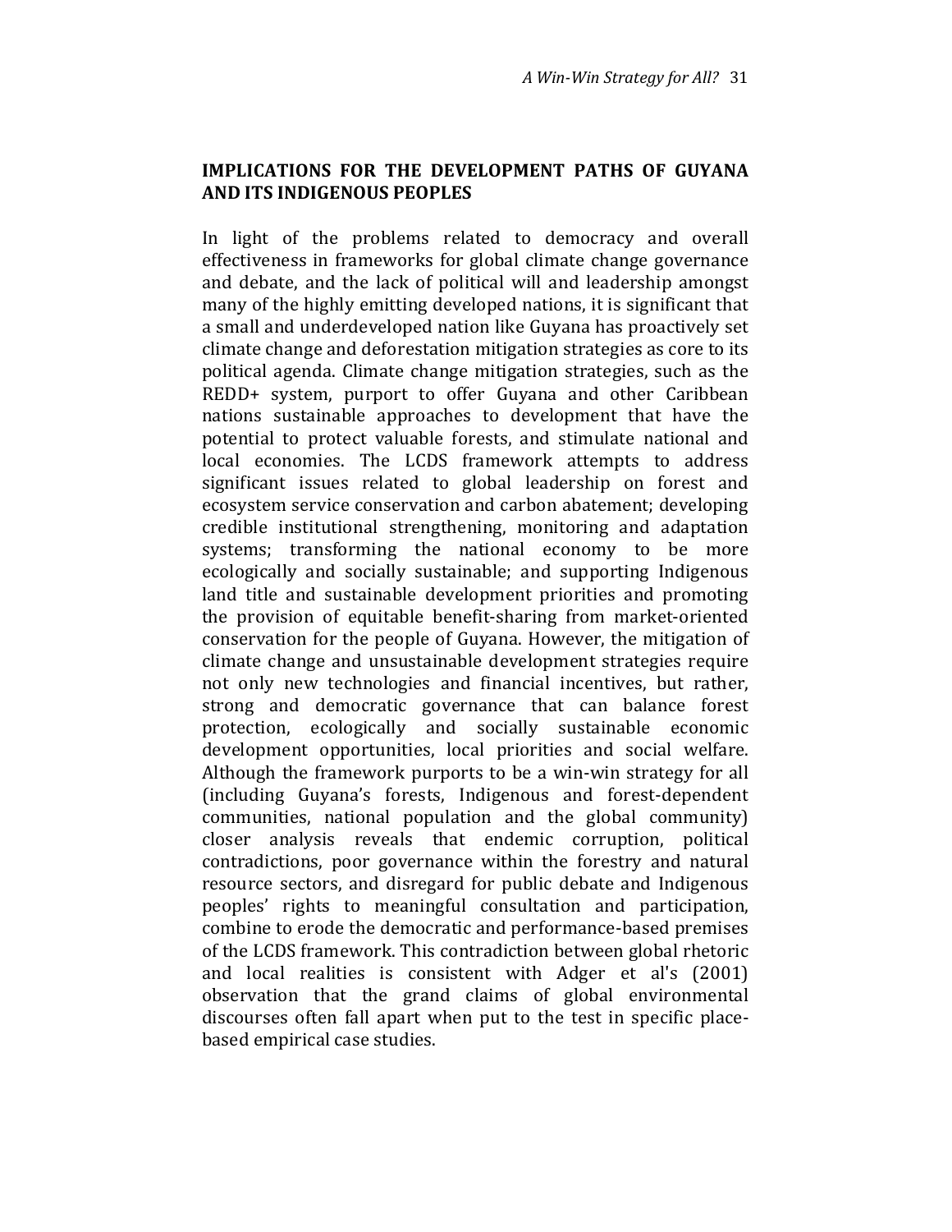## IMPLICATIONS FOR THE DEVELOPMENT PATHS OF GUYANA AND ITS INDIGENOUS PEOPLES

In light of the problems related to democracy and overall effectiveness in frameworks for global climate change governance and debate, and the lack of political will and leadership amongst many of the highly emitting developed nations, it is significant that a small and underdeveloped nation like Guyana has proactively set climate change and deforestation mitigation strategies as core to its political agenda. Climate change mitigation strategies, such as the REDD+ system, purport to offer Guyana and other Caribbean nations sustainable approaches to development that have the potential to protect valuable forests, and stimulate national and local economies. The LCDS framework attempts to address significant issues related to global leadership on forest and ecosystem service conservation and carbon abatement; developing credible institutional strengthening, monitoring and adaptation systems; transforming the national economy to be more ecologically and socially sustainable; and supporting Indigenous land title and sustainable development priorities and promoting the provision of equitable benefit-sharing from market-oriented conservation for the people of Guyana. However, the mitigation of climate change and unsustainable development strategies require not only new technologies and financial incentives, but rather, strong and democratic governance that can balance forest protection, ecologically and socially sustainable economic development opportunities, local priorities and social welfare. Although the framework purports to be a win-win strategy for all (including Guyana's forests, Indigenous and forest-dependent communities, national population and the global community) closer analysis reveals that endemic corruption, political contradictions, poor governance within the forestry and natural resource sectors, and disregard for public debate and Indigenous peoples' rights to meaningful consultation and participation, combine to erode the democratic and performance-based premises of the LCDS framework. This contradiction between global rhetoric and local realities is consistent with Adger et al's (2001) observation that the grand claims of global environmental discourses often fall apart when put to the test in specific place-based empirical case studies.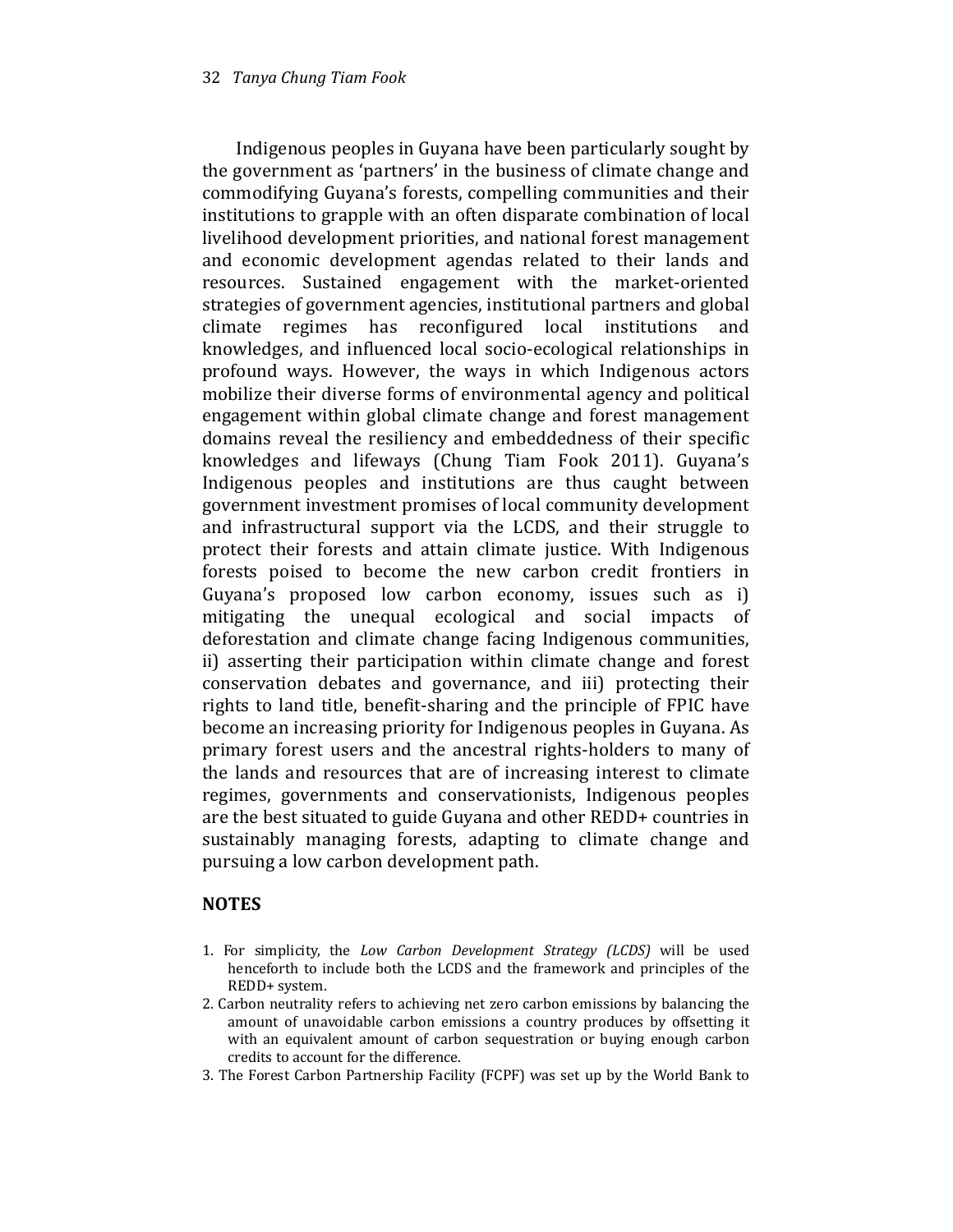Indigenous peoples in Guyana have been particularly sought by the government as 'partners' in the business of climate change and commodifying Guyana's forests, compelling communities and their institutions to grapple with an often disparate combination of local livelihood development priorities, and national forest management and economic development agendas related to their lands and resources. Sustained engagement with the market-oriented strategies of government agencies, institutional partners and global climate regimes has reconfigured local institutions and knowledges, and influenced local socio-ecological relationships in profound ways. However, the ways in which Indigenous actors mobilize their diverse forms of environmental agency and political engagement within global climate change and forest management domains reveal the resiliency and embeddedness of their specific knowledges and lifeways (Chung Tiam Fook 2011). Guyana's Indigenous peoples and institutions are thus caught between government investment promises of local community development and infrastructural support via the LCDS, and their struggle to protect their forests and attain climate justice. With Indigenous forests poised to become the new carbon credit frontiers in Guyana's proposed low carbon economy, issues such as i) mitigating the unequal ecological and social impacts of deforestation and climate change facing Indigenous communities, ii) asserting their participation within climate change and forest conservation debates and governance, and iii) protecting their rights to land title, benefit-sharing and the principle of FPIC have become an increasing priority for Indigenous peoples in Guyana. As primary forest users and the ancestral rights-holders to many of the lands and resources that are of increasing interest to climate regimes, governments and conservationists, Indigenous peoples are the best situated to guide Guyana and other REDD+ countries in sustainably managing forests, adapting to climate change and pursuing a low carbon development path.

## NOTES

1. For simplicity, the *Low Carbon Development Strategy (LCDS)* will be used henceforth to include both the LCDS and the framework and principles of the REDD+ system.
2. Carbon neutrality refers to achieving net zero carbon emissions by balancing the amount of unavoidable carbon emissions a country produces by offsetting it with an equivalent amount of carbon sequestration or buying enough carbon credits to account for the difference.
3. The Forest Carbon Partnership Facility (FCPF) was set up by the World Bank to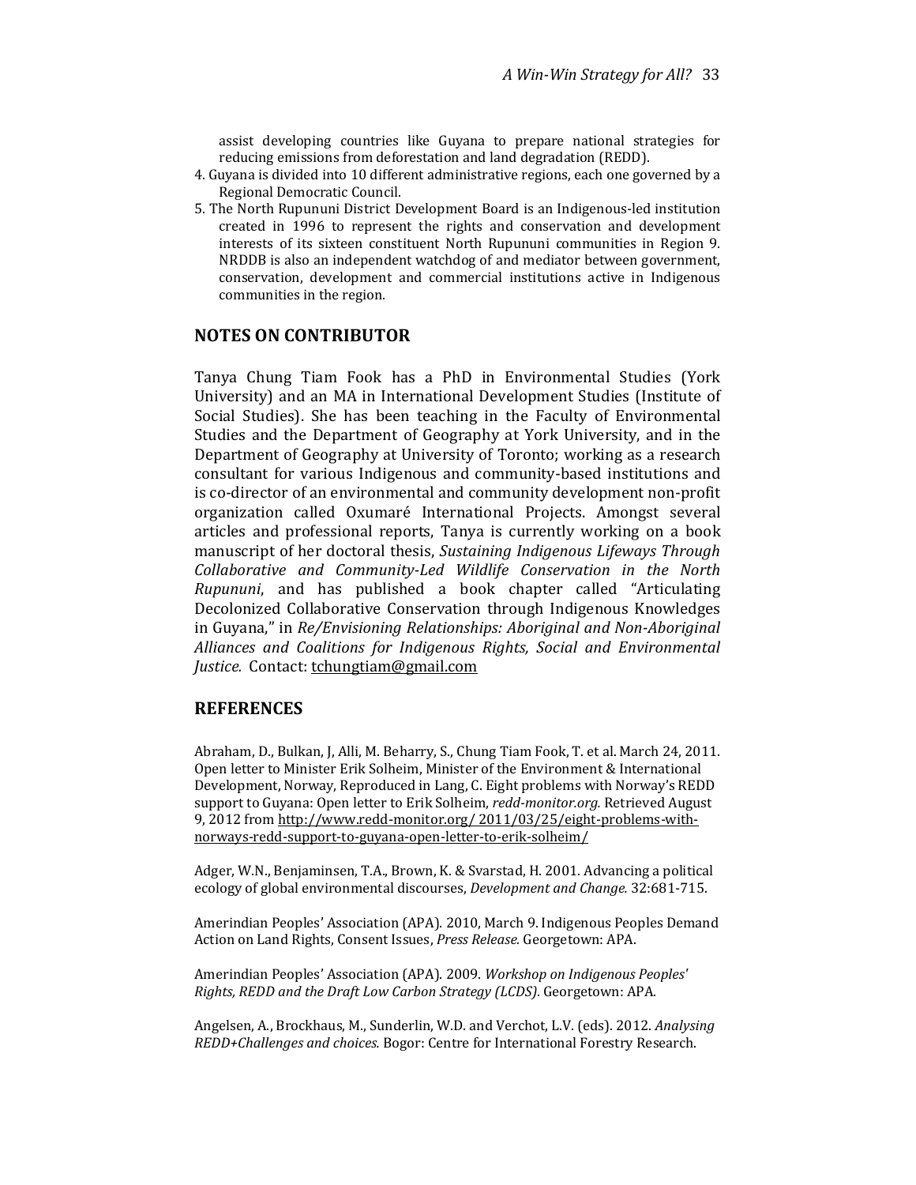assist developing countries like Guyana to prepare national strategies for reducing emissions from deforestation and land degradation (REDD).

4. Guyana is divided into 10 different administrative regions, each one governed by a Regional Democratic Council.
5. The North Rupununi District Development Board is an Indigenous-led institution created in 1996 to represent the rights and conservation and development interests of its sixteen constituent North Rupununi communities in Region 9. NRDDB is also an independent watchdog of and mediator between government, conservation, development and commercial institutions active in Indigenous communities in the region.

## NOTES ON CONTRIBUTOR

Tanya Chung Tiam Fook has a PhD in Environmental Studies (York University) and an MA in International Development Studies (Institute of Social Studies). She has been teaching in the Faculty of Environmental Studies and the Department of Geography at York University, and in the Department of Geography at University of Toronto; working as a research consultant for various Indigenous and community-based institutions and is co-director of an environmental and community development non-profit organization called Oxumaré International Projects. Amongst several articles and professional reports, Tanya is currently working on a book manuscript of her doctoral thesis, *Sustaining Indigenous Lifeways Through Collaborative and Community-Led Wildlife Conservation in the North Rupununi*, and has published a book chapter called "Articulating Decolonized Collaborative Conservation through Indigenous Knowledges in Guyana," in *Re/Envisioning Relationships: Aboriginal and Non-Aboriginal Alliances and Coalitions for Indigenous Rights, Social and Environmental Justice.* Contact: tchungtiam@gmail.com

## REFERENCES

Abraham, D., Bulkan, J, Alli, M. Beharry, S., Chung Tiam Fook, T. et al. March 24, 2011. Open letter to Minister Erik Solheim, Minister of the Environment & International Development, Norway, Reproduced in Lang, C. Eight problems with Norway's REDD support to Guyana: Open letter to Erik Solheim, *redd-monitor.org.* Retrieved August 9, 2012 from http://www.redd-monitor.org/ 2011/03/25/eight-problems-with-norways-redd-support-to-guyana-open-letter-to-erik-solheim/

Adger, W.N., Benjaminsen, T.A., Brown, K. & Svarstad, H. 2001. Advancing a political ecology of global environmental discourses, *Development and Change.* 32:681-715.

Amerindian Peoples' Association (APA). 2010, March 9. Indigenous Peoples Demand Action on Land Rights, Consent Issues, *Press Release.* Georgetown: APA.

Amerindian Peoples' Association (APA). 2009. *Workshop on Indigenous Peoples' Rights, REDD and the Draft Low Carbon Strategy (LCDS).* Georgetown: APA.

Angelsen, A., Brockhaus, M., Sunderlin, W.D. and Verchot, L.V. (eds). 2012. *Analysing REDD+Challenges and choices.* Bogor: Centre for International Forestry Research.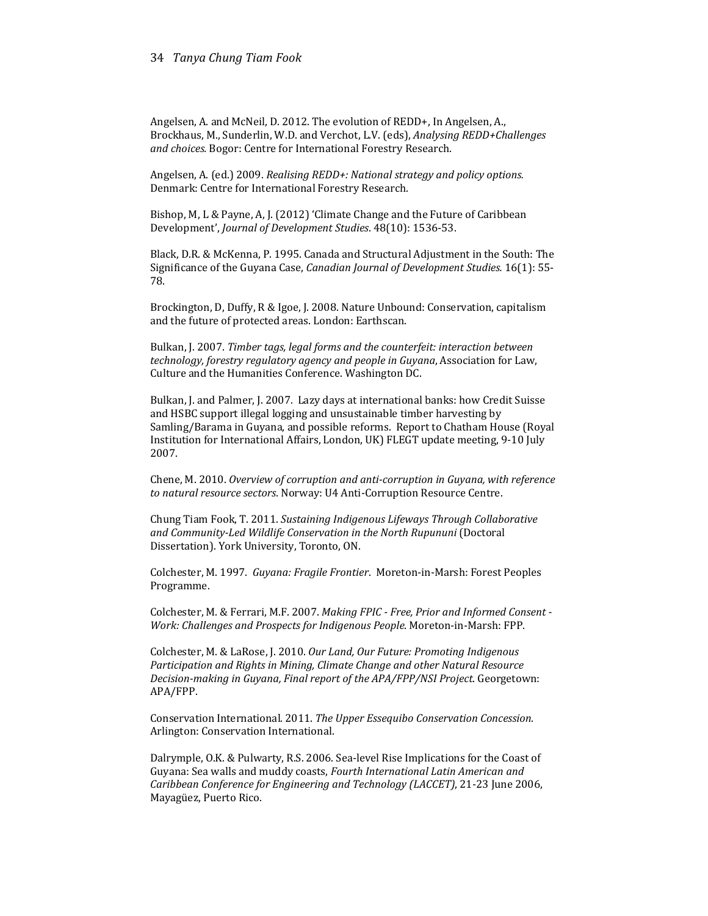Angelsen, A. and McNeil, D. 2012. The evolution of REDD+, In Angelsen, A., Brockhaus, M., Sunderlin, W.D. and Verchot, L.V. (eds), *Analysing REDD+Challenges and choices.* Bogor: Centre for International Forestry Research.

Angelsen, A. (ed.) 2009. *Realising REDD+: National strategy and policy options.* Denmark: Centre for International Forestry Research.

Bishop, M, L & Payne, A, J. (2012) 'Climate Change and the Future of Caribbean Development', *Journal of Development Studies*. 48(10): 1536-53.

Black, D.R. & McKenna, P. 1995. Canada and Structural Adjustment in the South: The Significance of the Guyana Case, *Canadian Journal of Development Studies.* 16(1): 55-78.

Brockington, D, Duffy, R & Igoe, J. 2008. Nature Unbound: Conservation, capitalism and the future of protected areas. London: Earthscan.

Bulkan, J. 2007. *Timber tags, legal forms and the counterfeit: interaction between technology, forestry regulatory agency and people in Guyana*, Association for Law, Culture and the Humanities Conference. Washington DC.

Bulkan, J. and Palmer, J. 2007. Lazy days at international banks: how Credit Suisse and HSBC support illegal logging and unsustainable timber harvesting by Samling/Barama in Guyana, and possible reforms. Report to Chatham House (Royal Institution for International Affairs, London, UK) FLEGT update meeting, 9-10 July 2007.

Chene, M. 2010. *Overview of corruption and anti-corruption in Guyana, with reference to natural resource sectors*. Norway: U4 Anti-Corruption Resource Centre.

Chung Tiam Fook, T. 2011. *Sustaining Indigenous Lifeways Through Collaborative and Community-Led Wildlife Conservation in the North Rupununi* (Doctoral Dissertation). York University, Toronto, ON.

Colchester, M. 1997. *Guyana: Fragile Frontier*. Moreton-in-Marsh: Forest Peoples Programme.

Colchester, M. & Ferrari, M.F. 2007. *Making FPIC - Free, Prior and Informed Consent - Work: Challenges and Prospects for Indigenous People*. Moreton-in-Marsh: FPP.

Colchester, M. & LaRose, J. 2010. *Our Land, Our Future: Promoting Indigenous Participation and Rights in Mining, Climate Change and other Natural Resource Decision-making in Guyana, Final report of the APA/FPP/NSI Project*. Georgetown: APA/FPP.

Conservation International. 2011. *The Upper Essequibo Conservation Concession*. Arlington: Conservation International.

Dalrymple, O.K. & Pulwarty, R.S. 2006. Sea-level Rise Implications for the Coast of Guyana: Sea walls and muddy coasts, *Fourth International Latin American and Caribbean Conference for Engineering and Technology (LACCET)*, 21-23 June 2006, Mayagüez, Puerto Rico.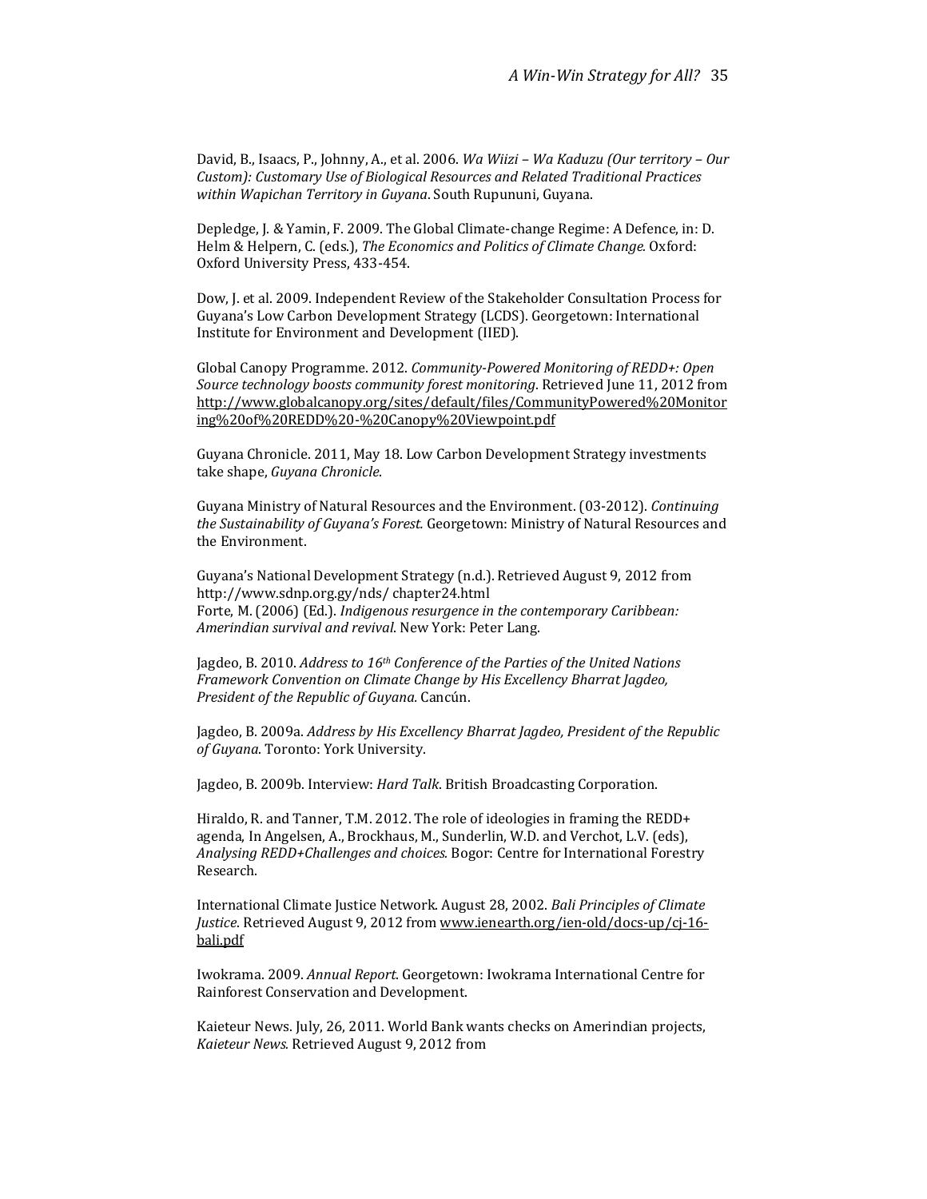David, B., Isaacs, P., Johnny, A., et al. 2006. *Wa Wiizi – Wa Kaduzu (Our territory – Our Custom): Customary Use of Biological Resources and Related Traditional Practices within Wapichan Territory in Guyana*. South Rupununi, Guyana.

Depledge, J. & Yamin, F. 2009. The Global Climate-change Regime: A Defence, in: D. Helm & Helpern, C. (eds.), *The Economics and Politics of Climate Change.* Oxford: Oxford University Press, 433-454.

Dow, J. et al. 2009. Independent Review of the Stakeholder Consultation Process for Guyana's Low Carbon Development Strategy (LCDS). Georgetown: International Institute for Environment and Development (IIED).

Global Canopy Programme. 2012. *Community-Powered Monitoring of REDD+: Open Source technology boosts community forest monitoring*. Retrieved June 11, 2012 from http://www.globalcanopy.org/sites/default/files/CommunityPowered%20Monitoring%20of%20REDD%20-%20Canopy%20Viewpoint.pdf

Guyana Chronicle. 2011, May 18. Low Carbon Development Strategy investments take shape, *Guyana Chronicle*.

Guyana Ministry of Natural Resources and the Environment. (03-2012). *Continuing the Sustainability of Guyana's Forest.* Georgetown: Ministry of Natural Resources and the Environment.

Guyana's National Development Strategy (n.d.). Retrieved August 9, 2012 from http://www.sdnp.org.gy/nds/ chapter24.html
Forte, M. (2006) (Ed.). *Indigenous resurgence in the contemporary Caribbean: Amerindian survival and revival*. New York: Peter Lang.

Jagdeo, B. 2010. *Address to 16th Conference of the Parties of the United Nations Framework Convention on Climate Change by His Excellency Bharrat Jagdeo, President of the Republic of Guyana.* Cancún.

Jagdeo, B. 2009a. *Address by His Excellency Bharrat Jagdeo, President of the Republic of Guyana*. Toronto: York University.

Jagdeo, B. 2009b. Interview: *Hard Talk*. British Broadcasting Corporation.

Hiraldo, R. and Tanner, T.M. 2012. The role of ideologies in framing the REDD+ agenda, In Angelsen, A., Brockhaus, M., Sunderlin, W.D. and Verchot, L.V. (eds), *Analysing REDD+Challenges and choices.* Bogor: Centre for International Forestry Research.

International Climate Justice Network. August 28, 2002. *Bali Principles of Climate Justice*. Retrieved August 9, 2012 from www.ienearth.org/ien-old/docs-up/cj-16-bali.pdf

Iwokrama. 2009. *Annual Report*. Georgetown: Iwokrama International Centre for Rainforest Conservation and Development.

Kaieteur News. July, 26, 2011. World Bank wants checks on Amerindian projects, *Kaieteur News.* Retrieved August 9, 2012 from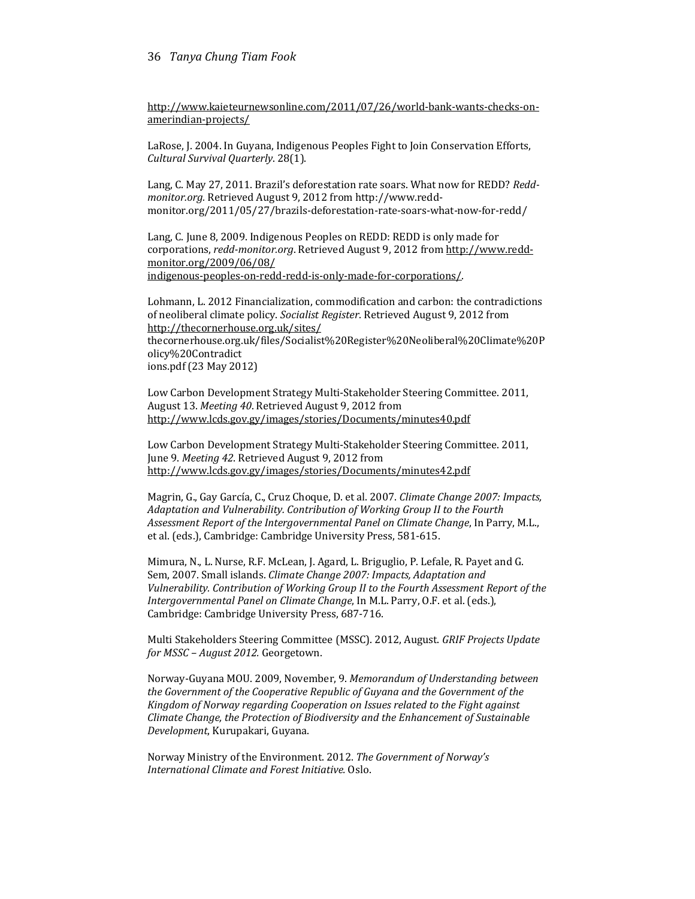http://www.kaieteurnewsonline.com/2011/07/26/world-bank-wants-checks-on-amerindian-projects/

LaRose, J. 2004. In Guyana, Indigenous Peoples Fight to Join Conservation Efforts, *Cultural Survival Quarterly*. 28(1).

Lang, C. May 27, 2011. Brazil's deforestation rate soars. What now for REDD? *Redd-monitor.org*. Retrieved August 9, 2012 from http://www.redd-monitor.org/2011/05/27/brazils-deforestation-rate-soars-what-now-for-redd/

Lang, C. June 8, 2009. Indigenous Peoples on REDD: REDD is only made for corporations, *redd-monitor.org*. Retrieved August 9, 2012 from http://www.redd-monitor.org/2009/06/08/indigenous-peoples-on-redd-redd-is-only-made-for-corporations/.

Lohmann, L. 2012 Financialization, commodification and carbon: the contradictions of neoliberal climate policy. *Socialist Register*. Retrieved August 9, 2012 from http://thecornerhouse.org.uk/sites/thecornerhouse.org.uk/files/Socialist%20Register%20Neoliberal%20Climate%20Policy%20Contradictions.pdf (23 May 2012)

Low Carbon Development Strategy Multi-Stakeholder Steering Committee. 2011, August 13. *Meeting 40*. Retrieved August 9, 2012 from http://www.lcds.gov.gy/images/stories/Documents/minutes40.pdf

Low Carbon Development Strategy Multi-Stakeholder Steering Committee. 2011, June 9. *Meeting 42*. Retrieved August 9, 2012 from http://www.lcds.gov.gy/images/stories/Documents/minutes42.pdf

Magrin, G., Gay García, C., Cruz Choque, D. et al. 2007. *Climate Change 2007: Impacts, Adaptation and Vulnerability. Contribution of Working Group II to the Fourth Assessment Report of the Intergovernmental Panel on Climate Change*, In Parry, M.L., et al. (eds.), Cambridge: Cambridge University Press, 581-615.

Mimura, N., L. Nurse, R.F. McLean, J. Agard, L. Briguglio, P. Lefale, R. Payet and G. Sem, 2007. Small islands. *Climate Change 2007: Impacts, Adaptation and Vulnerability. Contribution of Working Group II to the Fourth Assessment Report of the Intergovernmental Panel on Climate Change*, In M.L. Parry, O.F. et al. (eds.), Cambridge: Cambridge University Press, 687-716.

Multi Stakeholders Steering Committee (MSSC). 2012, August. *GRIF Projects Update for MSSC – August 2012.* Georgetown.

Norway-Guyana MOU. 2009, November, 9. *Memorandum of Understanding between the Government of the Cooperative Republic of Guyana and the Government of the Kingdom of Norway regarding Cooperation on Issues related to the Fight against Climate Change, the Protection of Biodiversity and the Enhancement of Sustainable Development*, Kurupakari, Guyana.

Norway Ministry of the Environment. 2012. *The Government of Norway's International Climate and Forest Initiative.* Oslo.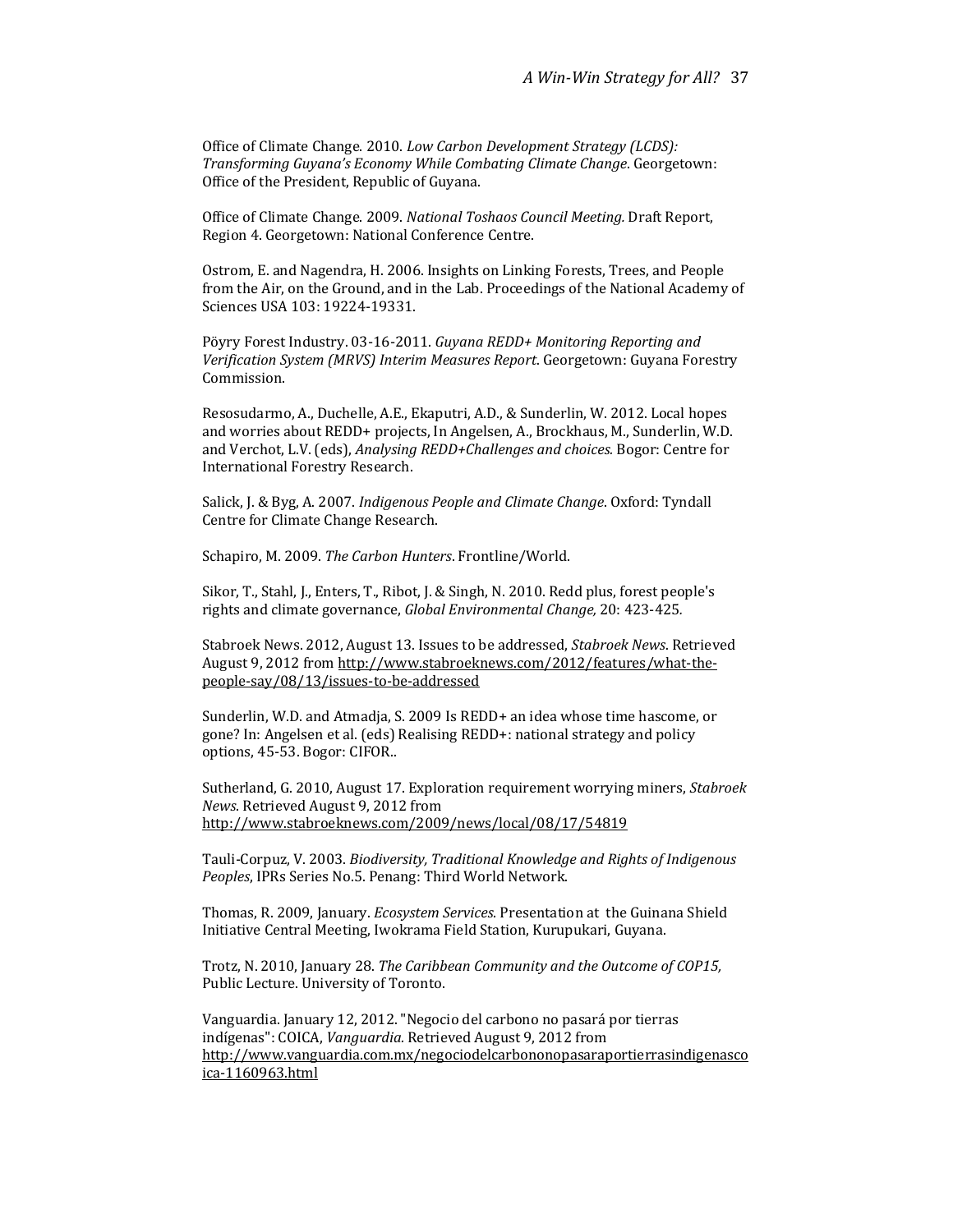Office of Climate Change. 2010. *Low Carbon Development Strategy (LCDS): Transforming Guyana's Economy While Combating Climate Change*. Georgetown: Office of the President, Republic of Guyana.

Office of Climate Change. 2009. *National Toshaos Council Meeting.* Draft Report, Region 4. Georgetown: National Conference Centre.

Ostrom, E. and Nagendra, H. 2006. Insights on Linking Forests, Trees, and People from the Air, on the Ground, and in the Lab. Proceedings of the National Academy of Sciences USA 103: 19224-19331.

Pöyry Forest Industry. 03-16-2011. *Guyana REDD+ Monitoring Reporting and Verification System (MRVS) Interim Measures Report*. Georgetown: Guyana Forestry Commission.

Resosudarmo, A., Duchelle, A.E., Ekaputri, A.D., & Sunderlin, W. 2012. Local hopes and worries about REDD+ projects, In Angelsen, A., Brockhaus, M., Sunderlin, W.D. and Verchot, L.V. (eds), *Analysing REDD+Challenges and choices.* Bogor: Centre for International Forestry Research.

Salick, J. & Byg, A. 2007. *Indigenous People and Climate Change*. Oxford: Tyndall Centre for Climate Change Research.

Schapiro, M. 2009. *The Carbon Hunters*. Frontline/World.

Sikor, T., Stahl, J., Enters, T., Ribot, J. & Singh, N. 2010. Redd plus, forest people's rights and climate governance, *Global Environmental Change,* 20: 423-425*.*

Stabroek News. 2012, August 13. Issues to be addressed, *Stabroek News*. Retrieved August 9, 2012 from http://www.stabroeknews.com/2012/features/what-the-people-say/08/13/issues-to-be-addressed

Sunderlin, W.D. and Atmadja, S. 2009 Is REDD+ an idea whose time hascome, or gone? In: Angelsen et al. (eds) Realising REDD+: national strategy and policy options, 45-53. Bogor: CIFOR..

Sutherland, G. 2010, August 17. Exploration requirement worrying miners, *Stabroek News*. Retrieved August 9, 2012 from http://www.stabroeknews.com/2009/news/local/08/17/54819

Tauli-Corpuz, V. 2003. *Biodiversity, Traditional Knowledge and Rights of Indigenous Peoples*, IPRs Series No.5. Penang: Third World Network.

Thomas, R. 2009, January. *Ecosystem Services*. Presentation at the Guinana Shield Initiative Central Meeting, Iwokrama Field Station, Kurupukari, Guyana.

Trotz, N. 2010, January 28. *The Caribbean Community and the Outcome of COP15,* Public Lecture. University of Toronto.

Vanguardia. January 12, 2012. "Negocio del carbono no pasará por tierras indígenas": COICA, *Vanguardia.* Retrieved August 9, 2012 from http://www.vanguardia.com.mx/negociodelcarbononopasaraportierrasindigenascoica-1160963.html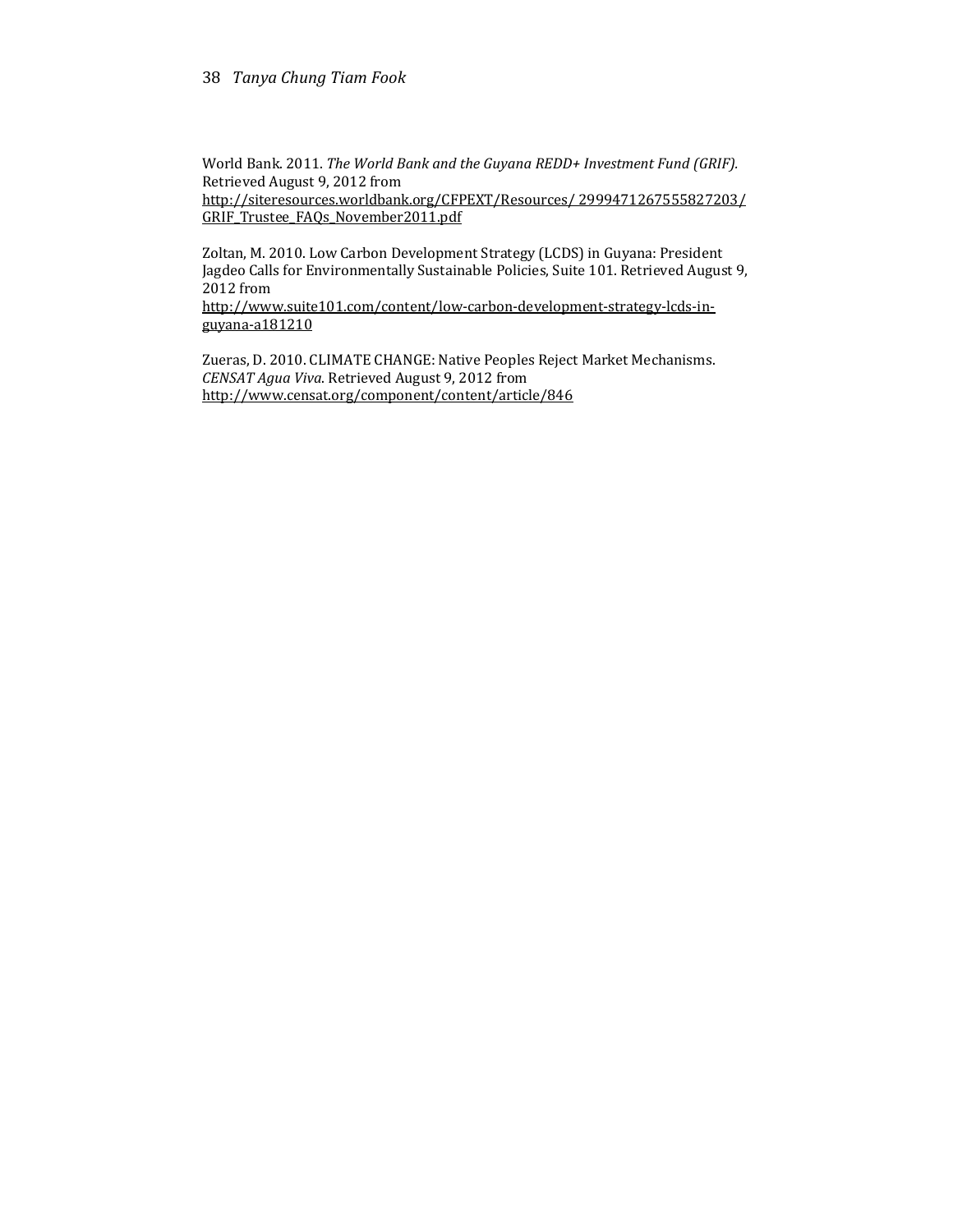World Bank. 2011. *The World Bank and the Guyana REDD+ Investment Fund (GRIF).* Retrieved August 9, 2012 from http://siteresources.worldbank.org/CFPEXT/Resources/ 2999471267555827203/ GRIF_Trustee_FAQs_November2011.pdf

Zoltan, M. 2010. Low Carbon Development Strategy (LCDS) in Guyana: President Jagdeo Calls for Environmentally Sustainable Policies, Suite 101. Retrieved August 9, 2012 from http://www.suite101.com/content/low-carbon-development-strategy-lcds-in-guyana-a181210

Zueras, D. 2010. CLIMATE CHANGE: Native Peoples Reject Market Mechanisms. *CENSAT Agua Viva*. Retrieved August 9, 2012 from http://www.censat.org/component/content/article/846